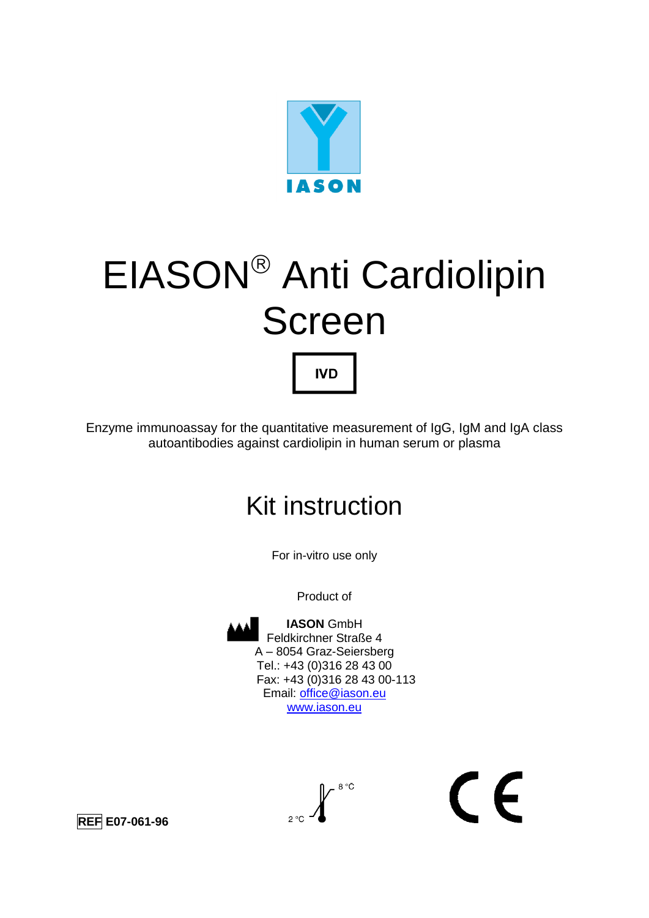IASON

# EIASON® Anti Cardiolipin Screen

**IVD**

Enzyme immunoassay for the quantitative measurement of IgG, IgM and IgA class autoantibodies against cardiolipin in human serum or plasma

## Kit instruction

For in-vitro use only

Product of

**IASON** GmbH
Feldkirchner Straße 4
A – 8054 Graz-Seiersberg
Tel.: +43 (0)316 28 43 00
Fax: +43 (0)316 28 43 00-113
Email: office@iason.eu
www.iason.eu

**REF E07-061-96**

2 °C – 8 °C

CE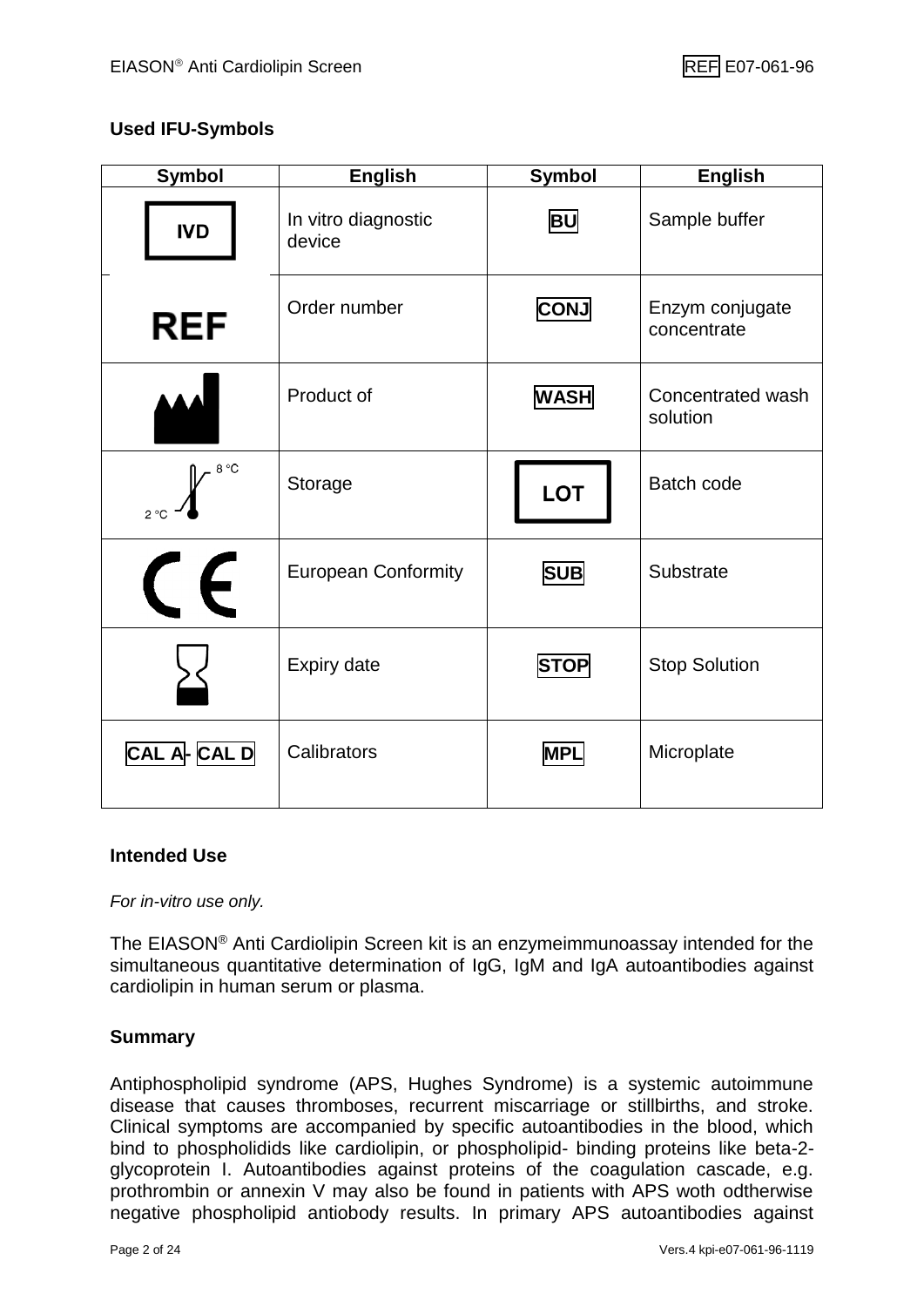## Used IFU-Symbols

| Symbol | English | Symbol | English |
|---|---|---|---|
| IVD | In vitro diagnostic device | BU | Sample buffer |
| REF | Order number | CONJ | Enzym conjugate concentrate |
| | Product of | WASH | Concentrated wash solution |
| 2 °C – 8 °C | Storage | LOT | Batch code |
| CE | European Conformity | SUB | Substrate |
| | Expiry date | STOP | Stop Solution |
| CAL A- CAL D | Calibrators | MPL | Microplate |

## Intended Use

*For in-vitro use only.*

The EIASON® Anti Cardiolipin Screen kit is an enzymeimmunoassay intended for the simultaneous quantitative determination of IgG, IgM and IgA autoantibodies against cardiolipin in human serum or plasma.

## Summary

Antiphospholipid syndrome (APS, Hughes Syndrome) is a systemic autoimmune disease that causes thromboses, recurrent miscarriage or stillbirths, and stroke. Clinical symptoms are accompanied by specific autoantibodies in the blood, which bind to phospholidids like cardiolipin, or phospholipid- binding proteins like beta-2-glycoprotein I. Autoantibodies against proteins of the coagulation cascade, e.g. prothrombin or annexin V may also be found in patients with APS woth odtherwise negative phospholipid antiobody results. In primary APS autoantibodies against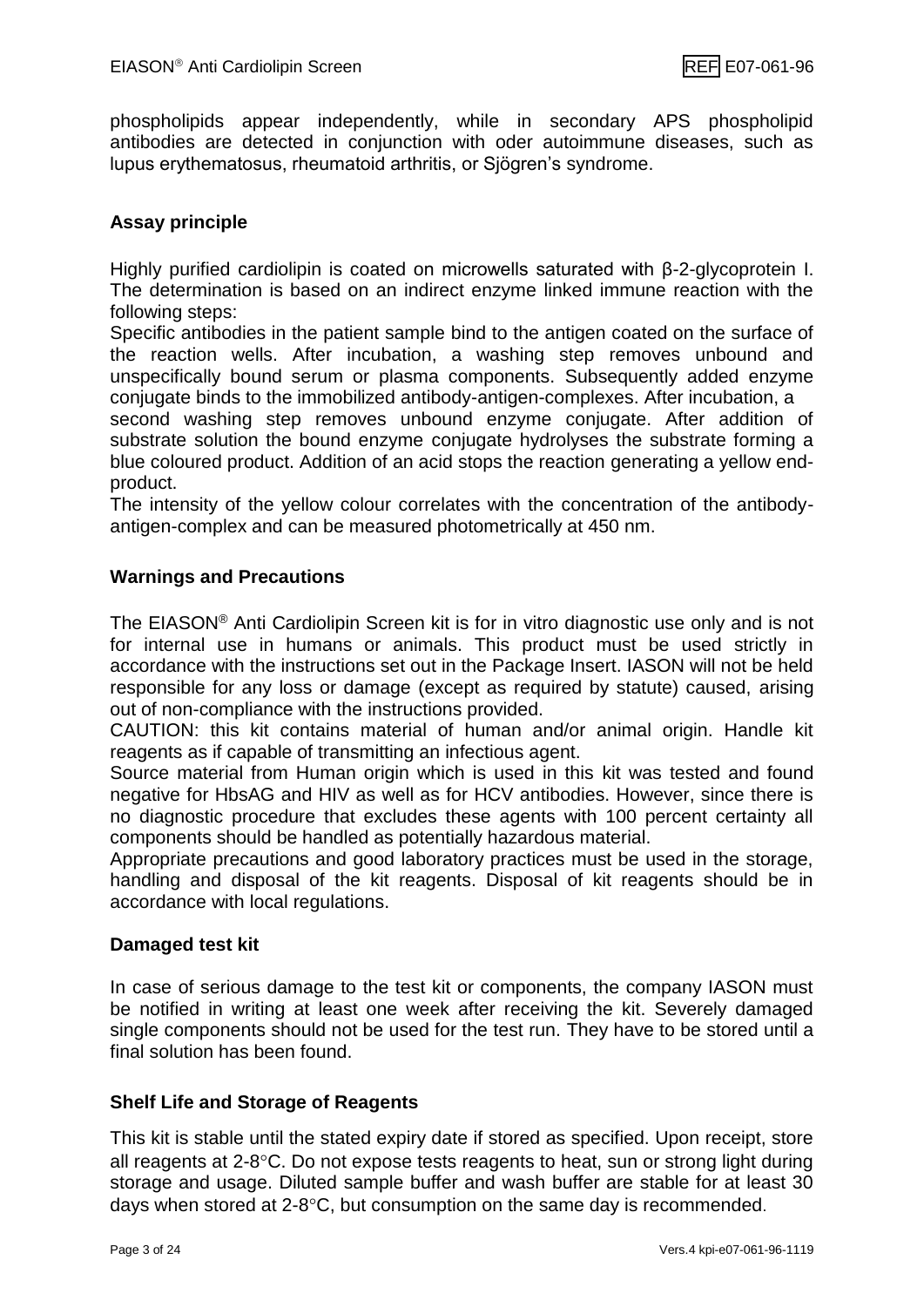phospholipids appear independently, while in secondary APS phospholipid antibodies are detected in conjunction with oder autoimmune diseases, such as lupus erythematosus, rheumatoid arthritis, or Sjögren's syndrome.

## Assay principle

Highly purified cardiolipin is coated on microwells saturated with β-2-glycoprotein I. The determination is based on an indirect enzyme linked immune reaction with the following steps:

Specific antibodies in the patient sample bind to the antigen coated on the surface of the reaction wells. After incubation, a washing step removes unbound and unspecifically bound serum or plasma components. Subsequently added enzyme conjugate binds to the immobilized antibody-antigen-complexes. After incubation, a second washing step removes unbound enzyme conjugate. After addition of substrate solution the bound enzyme conjugate hydrolyses the substrate forming a blue coloured product. Addition of an acid stops the reaction generating a yellow end-product.

The intensity of the yellow colour correlates with the concentration of the antibody-antigen-complex and can be measured photometrically at 450 nm.

## Warnings and Precautions

The EIASON® Anti Cardiolipin Screen kit is for in vitro diagnostic use only and is not for internal use in humans or animals. This product must be used strictly in accordance with the instructions set out in the Package Insert. IASON will not be held responsible for any loss or damage (except as required by statute) caused, arising out of non-compliance with the instructions provided.

CAUTION: this kit contains material of human and/or animal origin. Handle kit reagents as if capable of transmitting an infectious agent.

Source material from Human origin which is used in this kit was tested and found negative for HbsAG and HIV as well as for HCV antibodies. However, since there is no diagnostic procedure that excludes these agents with 100 percent certainty all components should be handled as potentially hazardous material.

Appropriate precautions and good laboratory practices must be used in the storage, handling and disposal of the kit reagents. Disposal of kit reagents should be in accordance with local regulations.

## Damaged test kit

In case of serious damage to the test kit or components, the company IASON must be notified in writing at least one week after receiving the kit. Severely damaged single components should not be used for the test run. They have to be stored until a final solution has been found.

## Shelf Life and Storage of Reagents

This kit is stable until the stated expiry date if stored as specified. Upon receipt, store all reagents at 2-8°C. Do not expose tests reagents to heat, sun or strong light during storage and usage. Diluted sample buffer and wash buffer are stable for at least 30 days when stored at 2-8°C, but consumption on the same day is recommended.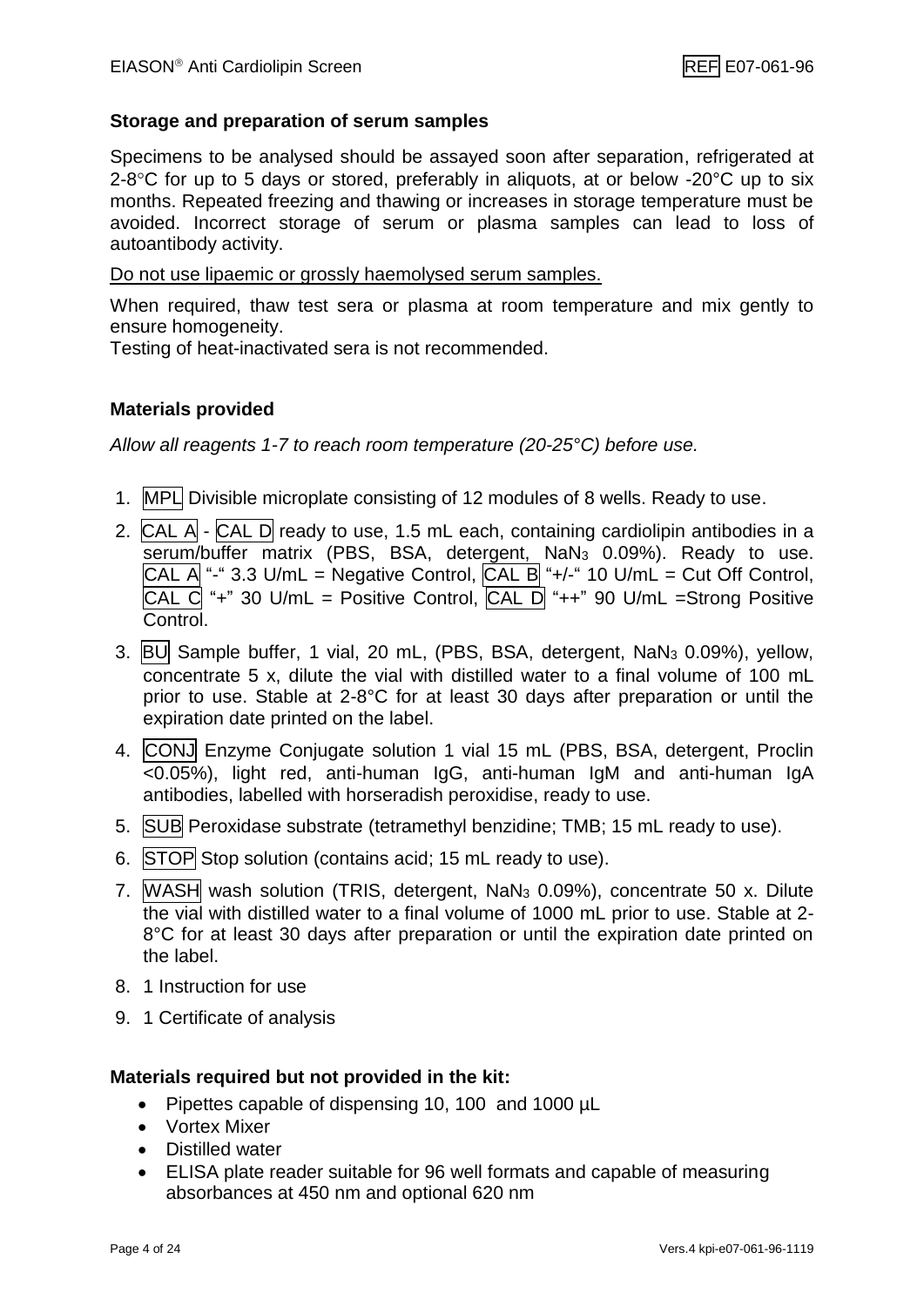## Storage and preparation of serum samples

Specimens to be analysed should be assayed soon after separation, refrigerated at 2-8°C for up to 5 days or stored, preferably in aliquots, at or below -20°C up to six months. Repeated freezing and thawing or increases in storage temperature must be avoided. Incorrect storage of serum or plasma samples can lead to loss of autoantibody activity.

Do not use lipaemic or grossly haemolysed serum samples.

When required, thaw test sera or plasma at room temperature and mix gently to ensure homogeneity.
Testing of heat-inactivated sera is not recommended.

## Materials provided

*Allow all reagents 1-7 to reach room temperature (20-25°C) before use.*

1. MPL Divisible microplate consisting of 12 modules of 8 wells. Ready to use.
2. CAL A - CAL D ready to use, 1.5 mL each, containing cardiolipin antibodies in a serum/buffer matrix (PBS, BSA, detergent, $NaN_3$ 0.09%). Ready to use. CAL A "-" 3.3 U/mL = Negative Control, CAL B "+/-" 10 U/mL = Cut Off Control, CAL C "+" 30 U/mL = Positive Control, CAL D "++" 90 U/mL =Strong Positive Control.
3. BU Sample buffer, 1 vial, 20 mL, (PBS, BSA, detergent, $NaN_3$ 0.09%), yellow, concentrate 5 x, dilute the vial with distilled water to a final volume of 100 mL prior to use. Stable at 2-8°C for at least 30 days after preparation or until the expiration date printed on the label.
4. CONJ Enzyme Conjugate solution 1 vial 15 mL (PBS, BSA, detergent, Proclin <0.05%), light red, anti-human IgG, anti-human IgM and anti-human IgA antibodies, labelled with horseradish peroxidise, ready to use.
5. SUB Peroxidase substrate (tetramethyl benzidine; TMB; 15 mL ready to use).
6. STOP Stop solution (contains acid; 15 mL ready to use).
7. WASH wash solution (TRIS, detergent, $NaN_3$ 0.09%), concentrate 50 x. Dilute the vial with distilled water to a final volume of 1000 mL prior to use. Stable at 2-8°C for at least 30 days after preparation or until the expiration date printed on the label.
8. 1 Instruction for use
9. 1 Certificate of analysis

## Materials required but not provided in the kit:

- Pipettes capable of dispensing 10, 100 and 1000 µL
- Vortex Mixer
- Distilled water
- ELISA plate reader suitable for 96 well formats and capable of measuring absorbances at 450 nm and optional 620 nm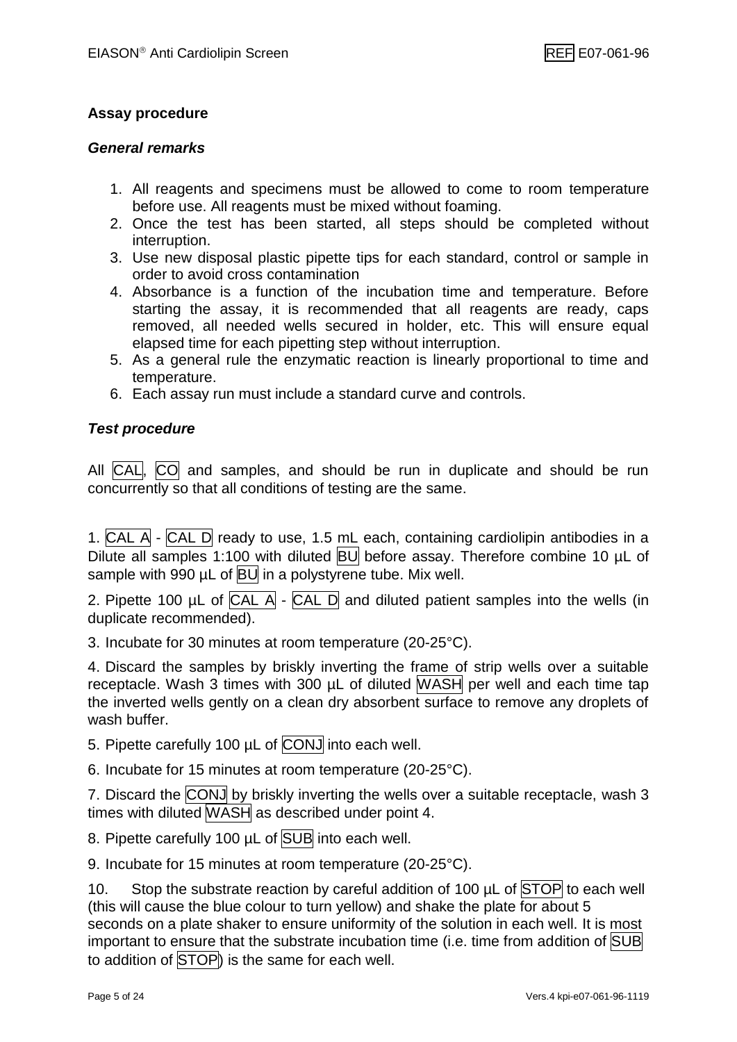## Assay procedure

### *General remarks*

1. All reagents and specimens must be allowed to come to room temperature before use. All reagents must be mixed without foaming.
2. Once the test has been started, all steps should be completed without interruption.
3. Use new disposal plastic pipette tips for each standard, control or sample in order to avoid cross contamination
4. Absorbance is a function of the incubation time and temperature. Before starting the assay, it is recommended that all reagents are ready, caps removed, all needed wells secured in holder, etc. This will ensure equal elapsed time for each pipetting step without interruption.
5. As a general rule the enzymatic reaction is linearly proportional to time and temperature.
6. Each assay run must include a standard curve and controls.

### *Test procedure*

All CAL, CO and samples, and should be run in duplicate and should be run concurrently so that all conditions of testing are the same.

1. CAL A - CAL D ready to use, 1.5 mL each, containing cardiolipin antibodies in a Dilute all samples 1:100 with diluted BU before assay. Therefore combine 10 µL of sample with 990 µL of BU in a polystyrene tube. Mix well.

2. Pipette 100 µL of CAL A - CAL D and diluted patient samples into the wells (in duplicate recommended).

3. Incubate for 30 minutes at room temperature (20-25°C).

4. Discard the samples by briskly inverting the frame of strip wells over a suitable receptacle. Wash 3 times with 300 µL of diluted WASH per well and each time tap the inverted wells gently on a clean dry absorbent surface to remove any droplets of wash buffer.

5. Pipette carefully 100 µL of CONJ into each well.

6. Incubate for 15 minutes at room temperature (20-25°C).

7. Discard the CONJ by briskly inverting the wells over a suitable receptacle, wash 3 times with diluted WASH as described under point 4.

8. Pipette carefully 100 µL of SUB into each well.

9. Incubate for 15 minutes at room temperature (20-25°C).

10. Stop the substrate reaction by careful addition of 100 µL of STOP to each well (this will cause the blue colour to turn yellow) and shake the plate for about 5 seconds on a plate shaker to ensure uniformity of the solution in each well. It is most important to ensure that the substrate incubation time (i.e. time from addition of SUB to addition of STOP) is the same for each well.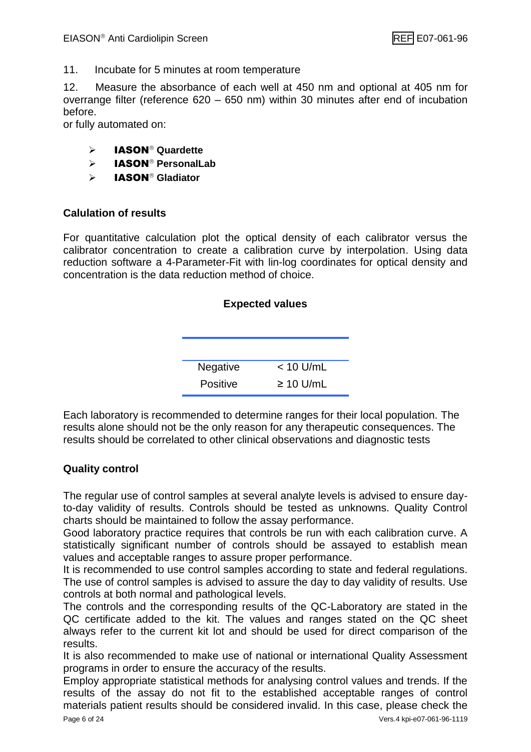11. Incubate for 5 minutes at room temperature

12. Measure the absorbance of each well at 450 nm and optional at 405 nm for overrange filter (reference 620 – 650 nm) within 30 minutes after end of incubation before.

or fully automated on:

- **IASON® Quardette**
- **IASON® PersonalLab**
- **IASON® Gladiator**

### Calulation of results

For quantitative calculation plot the optical density of each calibrator versus the calibrator concentration to create a calibration curve by interpolation. Using data reduction software a 4-Parameter-Fit with lin-log coordinates for optical density and concentration is the data reduction method of choice.

### Expected values

| | |
|---|---|
| Negative | < 10 U/mL |
| Positive | ≥ 10 U/mL |

Each laboratory is recommended to determine ranges for their local population. The results alone should not be the only reason for any therapeutic consequences. The results should be correlated to other clinical observations and diagnostic tests

### Quality control

The regular use of control samples at several analyte levels is advised to ensure day-to-day validity of results. Controls should be tested as unknowns. Quality Control charts should be maintained to follow the assay performance.

Good laboratory practice requires that controls be run with each calibration curve. A statistically significant number of controls should be assayed to establish mean values and acceptable ranges to assure proper performance.

It is recommended to use control samples according to state and federal regulations. The use of control samples is advised to assure the day to day validity of results. Use controls at both normal and pathological levels.

The controls and the corresponding results of the QC-Laboratory are stated in the QC certificate added to the kit. The values and ranges stated on the QC sheet always refer to the current kit lot and should be used for direct comparison of the results.

It is also recommended to make use of national or international Quality Assessment programs in order to ensure the accuracy of the results.

Employ appropriate statistical methods for analysing control values and trends. If the results of the assay do not fit to the established acceptable ranges of control materials patient results should be considered invalid. In this case, please check the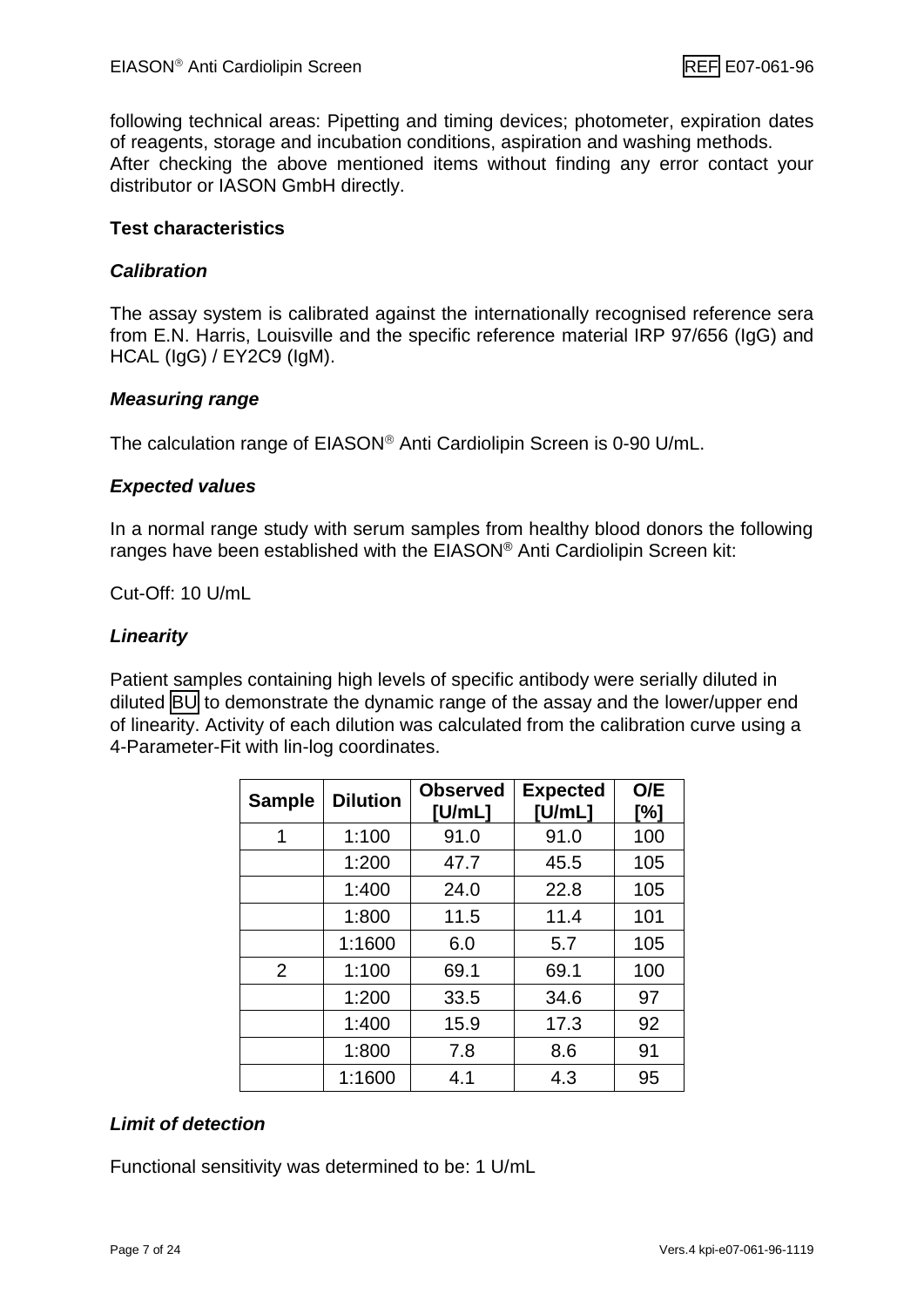following technical areas: Pipetting and timing devices; photometer, expiration dates of reagents, storage and incubation conditions, aspiration and washing methods.
After checking the above mentioned items without finding any error contact your distributor or IASON GmbH directly.

## Test characteristics

### *Calibration*

The assay system is calibrated against the internationally recognised reference sera from E.N. Harris, Louisville and the specific reference material IRP 97/656 (IgG) and HCAL (IgG) / EY2C9 (IgM).

### *Measuring range*

The calculation range of EIASON® Anti Cardiolipin Screen is 0-90 U/mL.

### *Expected values*

In a normal range study with serum samples from healthy blood donors the following ranges have been established with the EIASON® Anti Cardiolipin Screen kit:

Cut-Off: 10 U/mL

### *Linearity*

Patient samples containing high levels of specific antibody were serially diluted in diluted BU to demonstrate the dynamic range of the assay and the lower/upper end of linearity. Activity of each dilution was calculated from the calibration curve using a 4-Parameter-Fit with lin-log coordinates.

| Sample | Dilution | Observed [U/mL] | Expected [U/mL] | O/E [%] |
|---|---|---|---|---|
| 1 | 1:100 | 91.0 | 91.0 | 100 |
| | 1:200 | 47.7 | 45.5 | 105 |
| | 1:400 | 24.0 | 22.8 | 105 |
| | 1:800 | 11.5 | 11.4 | 101 |
| | 1:1600 | 6.0 | 5.7 | 105 |
| 2 | 1:100 | 69.1 | 69.1 | 100 |
| | 1:200 | 33.5 | 34.6 | 97 |
| | 1:400 | 15.9 | 17.3 | 92 |
| | 1:800 | 7.8 | 8.6 | 91 |
| | 1:1600 | 4.1 | 4.3 | 95 |

### *Limit of detection*

Functional sensitivity was determined to be: 1 U/mL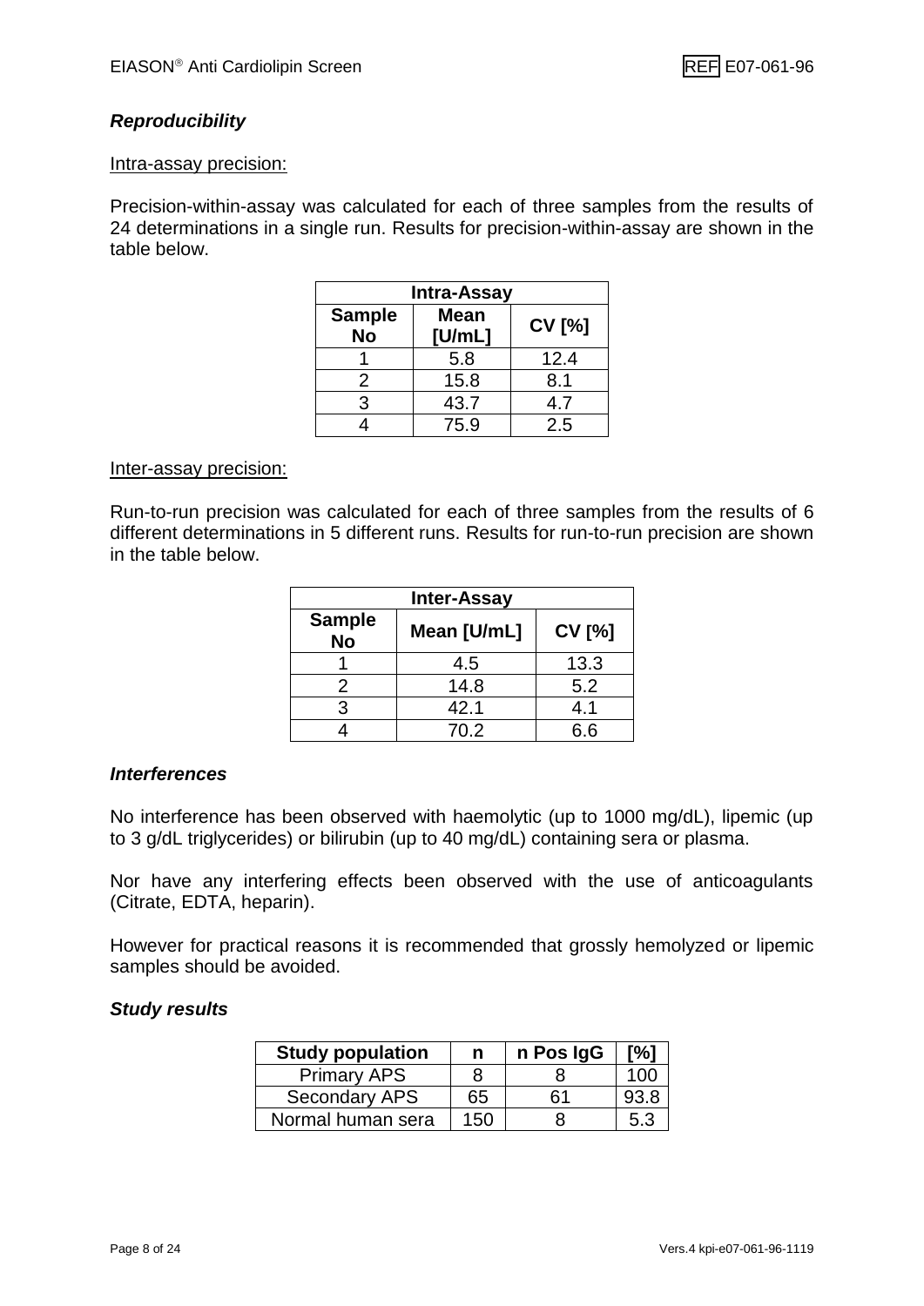### *Reproducibility*

Intra-assay precision:

Precision-within-assay was calculated for each of three samples from the results of 24 determinations in a single run. Results for precision-within-assay are shown in the table below.

| Intra-Assay | | |
|---|---|---|
| **Sample No** | **Mean [U/mL]** | **CV [%]** |
| 1 | 5.8 | 12.4 |
| 2 | 15.8 | 8.1 |
| 3 | 43.7 | 4.7 |
| 4 | 75.9 | 2.5 |

Inter-assay precision:

Run-to-run precision was calculated for each of three samples from the results of 6 different determinations in 5 different runs. Results for run-to-run precision are shown in the table below.

| Inter-Assay | | |
|---|---|---|
| **Sample No** | **Mean [U/mL]** | **CV [%]** |
| 1 | 4.5 | 13.3 |
| 2 | 14.8 | 5.2 |
| 3 | 42.1 | 4.1 |
| 4 | 70.2 | 6.6 |

### *Interferences*

No interference has been observed with haemolytic (up to 1000 mg/dL), lipemic (up to 3 g/dL triglycerides) or bilirubin (up to 40 mg/dL) containing sera or plasma.

Nor have any interfering effects been observed with the use of anticoagulants (Citrate, EDTA, heparin).

However for practical reasons it is recommended that grossly hemolyzed or lipemic samples should be avoided.

### *Study results*

| Study population | n | n Pos IgG | [%] |
|---|---|---|---|
| Primary APS | 8 | 8 | 100 |
| Secondary APS | 65 | 61 | 93.8 |
| Normal human sera | 150 | 8 | 5.3 |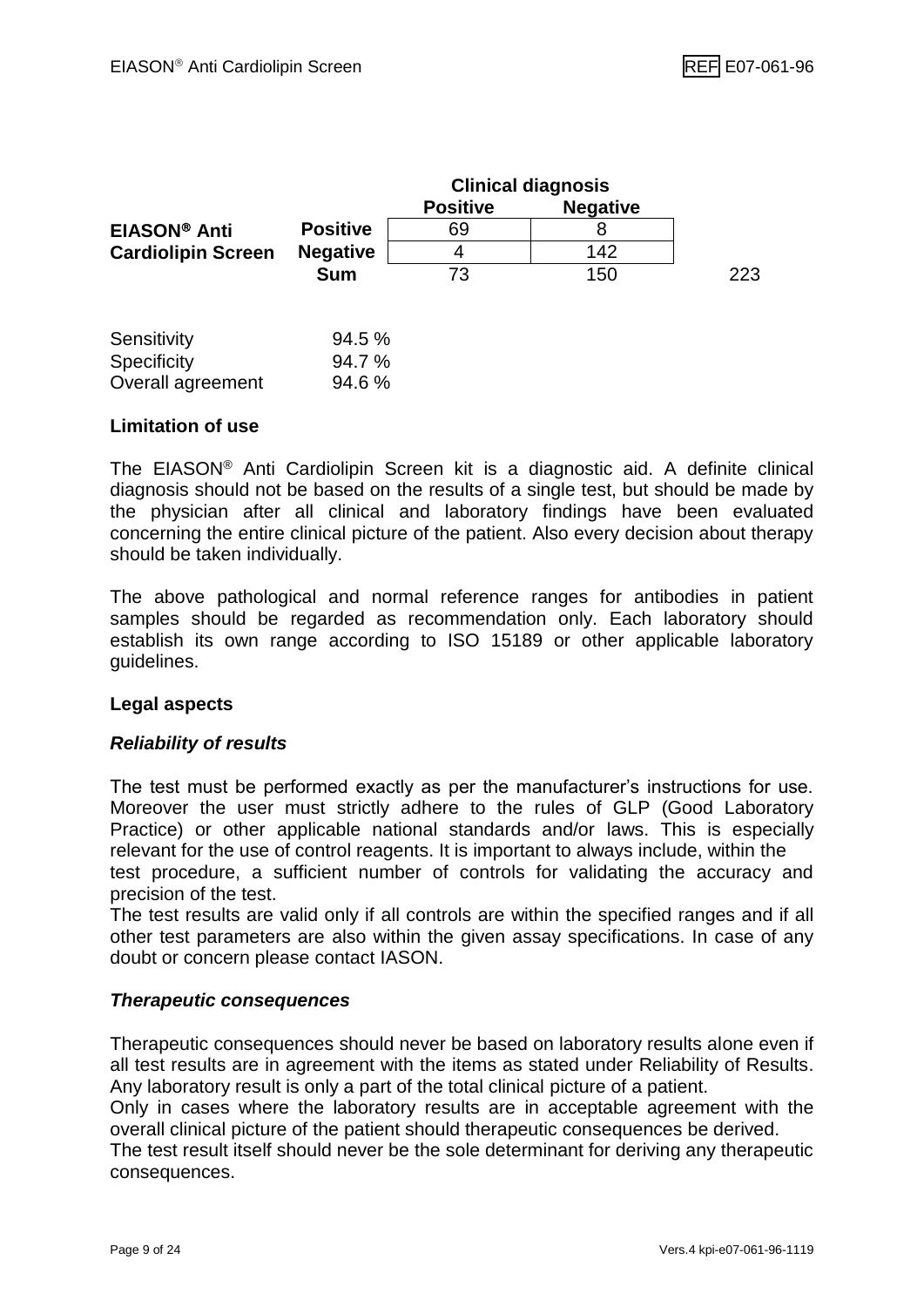| | | Clinical diagnosis | | |
|---|---|---|---|---|
| | | **Positive** | **Negative** | |
| **EIASON® Anti Cardiolipin Screen** | **Positive** | 69 | 8 | |
| | **Negative** | 4 | 142 | |
| | **Sum** | 73 | 150 | 223 |

| | |
|---|---|
| Sensitivity | 94.5 % |
| Specificity | 94.7 % |
| Overall agreement | 94.6 % |

**Limitation of use**

The EIASON® Anti Cardiolipin Screen kit is a diagnostic aid. A definite clinical diagnosis should not be based on the results of a single test, but should be made by the physician after all clinical and laboratory findings have been evaluated concerning the entire clinical picture of the patient. Also every decision about therapy should be taken individually.

The above pathological and normal reference ranges for antibodies in patient samples should be regarded as recommendation only. Each laboratory should establish its own range according to ISO 15189 or other applicable laboratory guidelines.

**Legal aspects**

***Reliability of results***

The test must be performed exactly as per the manufacturer's instructions for use. Moreover the user must strictly adhere to the rules of GLP (Good Laboratory Practice) or other applicable national standards and/or laws. This is especially relevant for the use of control reagents. It is important to always include, within the test procedure, a sufficient number of controls for validating the accuracy and precision of the test.

The test results are valid only if all controls are within the specified ranges and if all other test parameters are also within the given assay specifications. In case of any doubt or concern please contact IASON.

***Therapeutic consequences***

Therapeutic consequences should never be based on laboratory results alone even if all test results are in agreement with the items as stated under Reliability of Results. Any laboratory result is only a part of the total clinical picture of a patient.

Only in cases where the laboratory results are in acceptable agreement with the overall clinical picture of the patient should therapeutic consequences be derived.

The test result itself should never be the sole determinant for deriving any therapeutic consequences.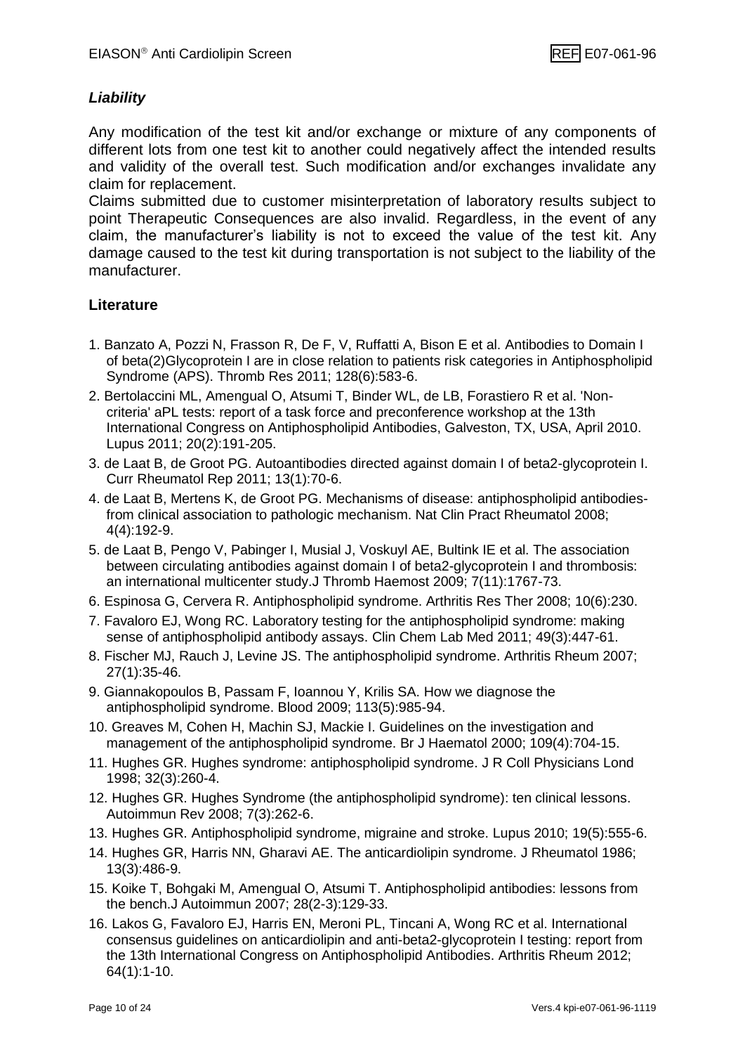### *Liability*

Any modification of the test kit and/or exchange or mixture of any components of different lots from one test kit to another could negatively affect the intended results and validity of the overall test. Such modification and/or exchanges invalidate any claim for replacement.

Claims submitted due to customer misinterpretation of laboratory results subject to point Therapeutic Consequences are also invalid. Regardless, in the event of any claim, the manufacturer's liability is not to exceed the value of the test kit. Any damage caused to the test kit during transportation is not subject to the liability of the manufacturer.

### Literature

1. Banzato A, Pozzi N, Frasson R, De F, V, Ruffatti A, Bison E et al. Antibodies to Domain I of beta(2)Glycoprotein I are in close relation to patients risk categories in Antiphospholipid Syndrome (APS). Thromb Res 2011; 128(6):583-6.
2. Bertolaccini ML, Amengual O, Atsumi T, Binder WL, de LB, Forastiero R et al. 'Non-criteria' aPL tests: report of a task force and preconference workshop at the 13th International Congress on Antiphospholipid Antibodies, Galveston, TX, USA, April 2010. Lupus 2011; 20(2):191-205.
3. de Laat B, de Groot PG. Autoantibodies directed against domain I of beta2-glycoprotein I. Curr Rheumatol Rep 2011; 13(1):70-6.
4. de Laat B, Mertens K, de Groot PG. Mechanisms of disease: antiphospholipid antibodies-from clinical association to pathologic mechanism. Nat Clin Pract Rheumatol 2008; 4(4):192-9.
5. de Laat B, Pengo V, Pabinger I, Musial J, Voskuyl AE, Bultink IE et al. The association between circulating antibodies against domain I of beta2-glycoprotein I and thrombosis: an international multicenter study.J Thromb Haemost 2009; 7(11):1767-73.
6. Espinosa G, Cervera R. Antiphospholipid syndrome. Arthritis Res Ther 2008; 10(6):230.
7. Favaloro EJ, Wong RC. Laboratory testing for the antiphospholipid syndrome: making sense of antiphospholipid antibody assays. Clin Chem Lab Med 2011; 49(3):447-61.
8. Fischer MJ, Rauch J, Levine JS. The antiphospholipid syndrome. Arthritis Rheum 2007; 27(1):35-46.
9. Giannakopoulos B, Passam F, Ioannou Y, Krilis SA. How we diagnose the antiphospholipid syndrome. Blood 2009; 113(5):985-94.
10. Greaves M, Cohen H, Machin SJ, Mackie I. Guidelines on the investigation and management of the antiphospholipid syndrome. Br J Haematol 2000; 109(4):704-15.
11. Hughes GR. Hughes syndrome: antiphospholipid syndrome. J R Coll Physicians Lond 1998; 32(3):260-4.
12. Hughes GR. Hughes Syndrome (the antiphospholipid syndrome): ten clinical lessons. Autoimmun Rev 2008; 7(3):262-6.
13. Hughes GR. Antiphospholipid syndrome, migraine and stroke. Lupus 2010; 19(5):555-6.
14. Hughes GR, Harris NN, Gharavi AE. The anticardiolipin syndrome. J Rheumatol 1986; 13(3):486-9.
15. Koike T, Bohgaki M, Amengual O, Atsumi T. Antiphospholipid antibodies: lessons from the bench.J Autoimmun 2007; 28(2-3):129-33.
16. Lakos G, Favaloro EJ, Harris EN, Meroni PL, Tincani A, Wong RC et al. International consensus guidelines on anticardiolipin and anti-beta2-glycoprotein I testing: report from the 13th International Congress on Antiphospholipid Antibodies. Arthritis Rheum 2012; 64(1):1-10.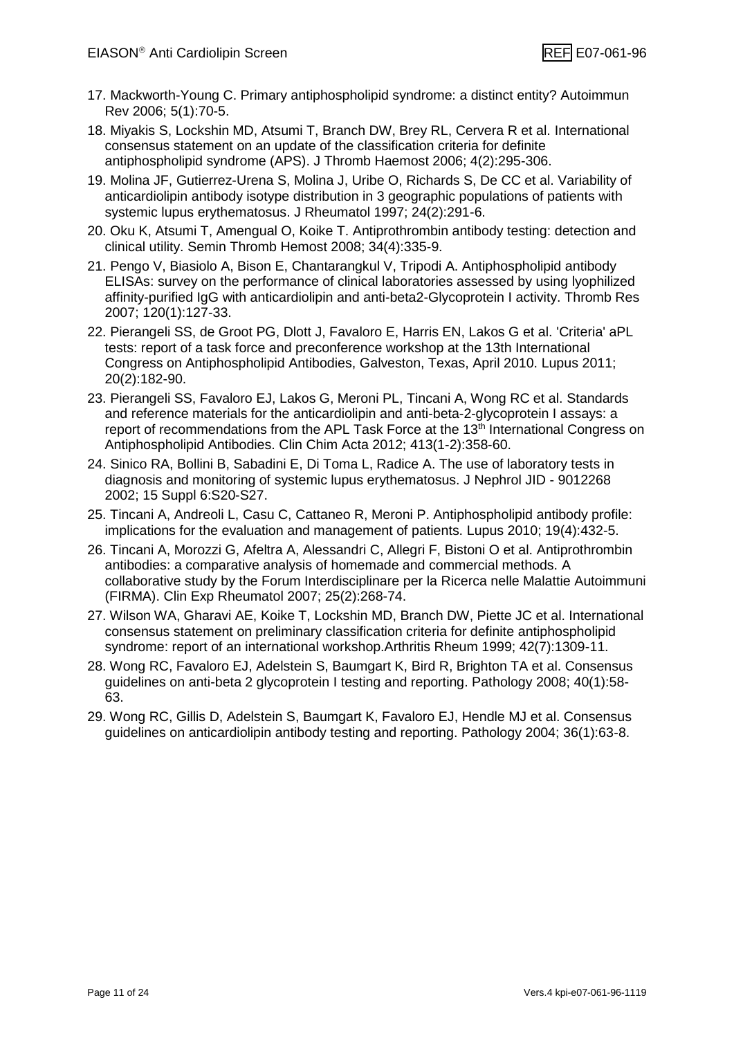17. Mackworth-Young C. Primary antiphospholipid syndrome: a distinct entity? Autoimmun Rev 2006; 5(1):70-5.
18. Miyakis S, Lockshin MD, Atsumi T, Branch DW, Brey RL, Cervera R et al. International consensus statement on an update of the classification criteria for definite antiphospholipid syndrome (APS). J Thromb Haemost 2006; 4(2):295-306.
19. Molina JF, Gutierrez-Urena S, Molina J, Uribe O, Richards S, De CC et al. Variability of anticardiolipin antibody isotype distribution in 3 geographic populations of patients with systemic lupus erythematosus. J Rheumatol 1997; 24(2):291-6.
20. Oku K, Atsumi T, Amengual O, Koike T. Antiprothrombin antibody testing: detection and clinical utility. Semin Thromb Hemost 2008; 34(4):335-9.
21. Pengo V, Biasiolo A, Bison E, Chantarangkul V, Tripodi A. Antiphospholipid antibody ELISAs: survey on the performance of clinical laboratories assessed by using lyophilized affinity-purified IgG with anticardiolipin and anti-beta2-Glycoprotein I activity. Thromb Res 2007; 120(1):127-33.
22. Pierangeli SS, de Groot PG, Dlott J, Favaloro E, Harris EN, Lakos G et al. 'Criteria' aPL tests: report of a task force and preconference workshop at the 13th International Congress on Antiphospholipid Antibodies, Galveston, Texas, April 2010. Lupus 2011; 20(2):182-90.
23. Pierangeli SS, Favaloro EJ, Lakos G, Meroni PL, Tincani A, Wong RC et al. Standards and reference materials for the anticardiolipin and anti-beta-2-glycoprotein I assays: a report of recommendations from the APL Task Force at the 13th International Congress on Antiphospholipid Antibodies. Clin Chim Acta 2012; 413(1-2):358-60.
24. Sinico RA, Bollini B, Sabadini E, Di Toma L, Radice A. The use of laboratory tests in diagnosis and monitoring of systemic lupus erythematosus. J Nephrol JID - 9012268 2002; 15 Suppl 6:S20-S27.
25. Tincani A, Andreoli L, Casu C, Cattaneo R, Meroni P. Antiphospholipid antibody profile: implications for the evaluation and management of patients. Lupus 2010; 19(4):432-5.
26. Tincani A, Morozzi G, Afeltra A, Alessandri C, Allegri F, Bistoni O et al. Antiprothrombin antibodies: a comparative analysis of homemade and commercial methods. A collaborative study by the Forum Interdisciplinare per la Ricerca nelle Malattie Autoimmuni (FIRMA). Clin Exp Rheumatol 2007; 25(2):268-74.
27. Wilson WA, Gharavi AE, Koike T, Lockshin MD, Branch DW, Piette JC et al. International consensus statement on preliminary classification criteria for definite antiphospholipid syndrome: report of an international workshop.Arthritis Rheum 1999; 42(7):1309-11.
28. Wong RC, Favaloro EJ, Adelstein S, Baumgart K, Bird R, Brighton TA et al. Consensus guidelines on anti-beta 2 glycoprotein I testing and reporting. Pathology 2008; 40(1):58-63.
29. Wong RC, Gillis D, Adelstein S, Baumgart K, Favaloro EJ, Hendle MJ et al. Consensus guidelines on anticardiolipin antibody testing and reporting. Pathology 2004; 36(1):63-8.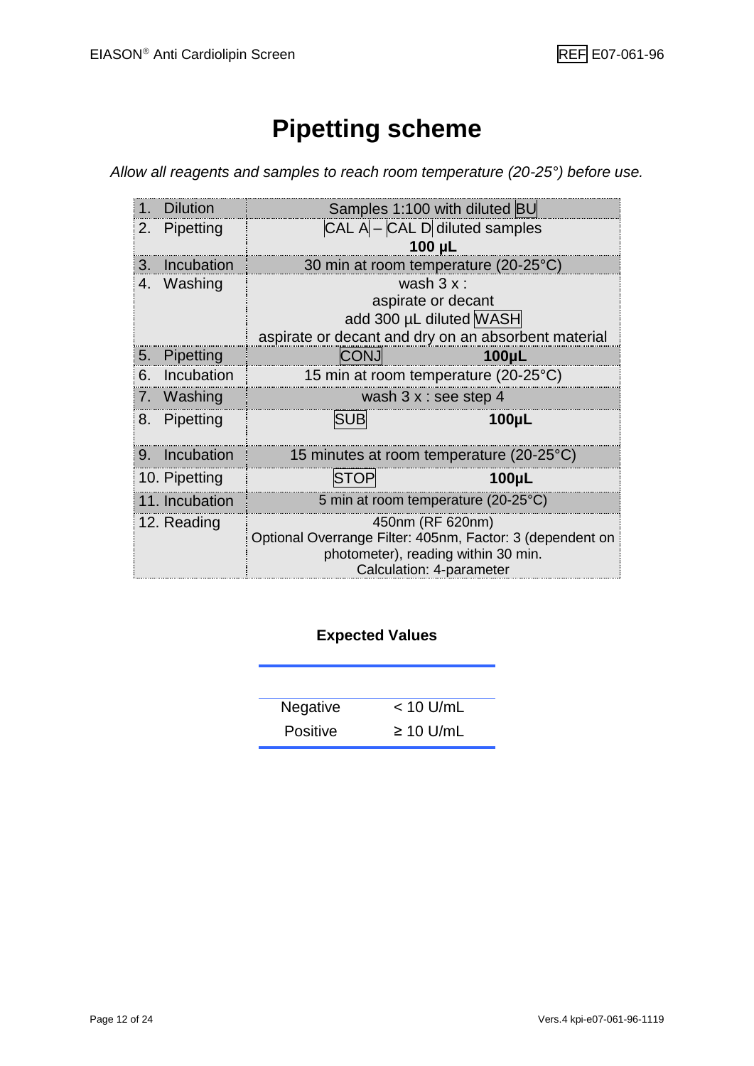# Pipetting scheme

*Allow all reagents and samples to reach room temperature (20-25°) before use.*

| | | |
|---|---|---|
| 1. Dilution | Samples 1:100 with diluted BU | |
| 2. Pipetting | CAL A – CAL D diluted samples **100 µL** | |
| 3. Incubation | 30 min at room temperature (20-25°C) | |
| 4. Washing | wash 3 x :<br>aspirate or decant<br>add 300 µL diluted WASH<br>aspirate or decant and dry on an absorbent material | |
| 5. Pipetting | CONJ | **100µL** |
| 6. Incubation | 15 min at room temperature (20-25°C) | |
| 7. Washing | wash 3 x : see step 4 | |
| 8. Pipetting | SUB | **100µL** |
| 9. Incubation | 15 minutes at room temperature (20-25°C) | |
| 10. Pipetting | STOP | **100µL** |
| 11. Incubation | 5 min at room temperature (20-25°C) | |
| 12. Reading | 450nm (RF 620nm)<br>Optional Overrange Filter: 405nm, Factor: 3 (dependent on photometer), reading within 30 min.<br>Calculation: 4-parameter | |

**Expected Values**

| | |
|---|---|
| Negative | < 10 U/mL |
| Positive | ≥ 10 U/mL |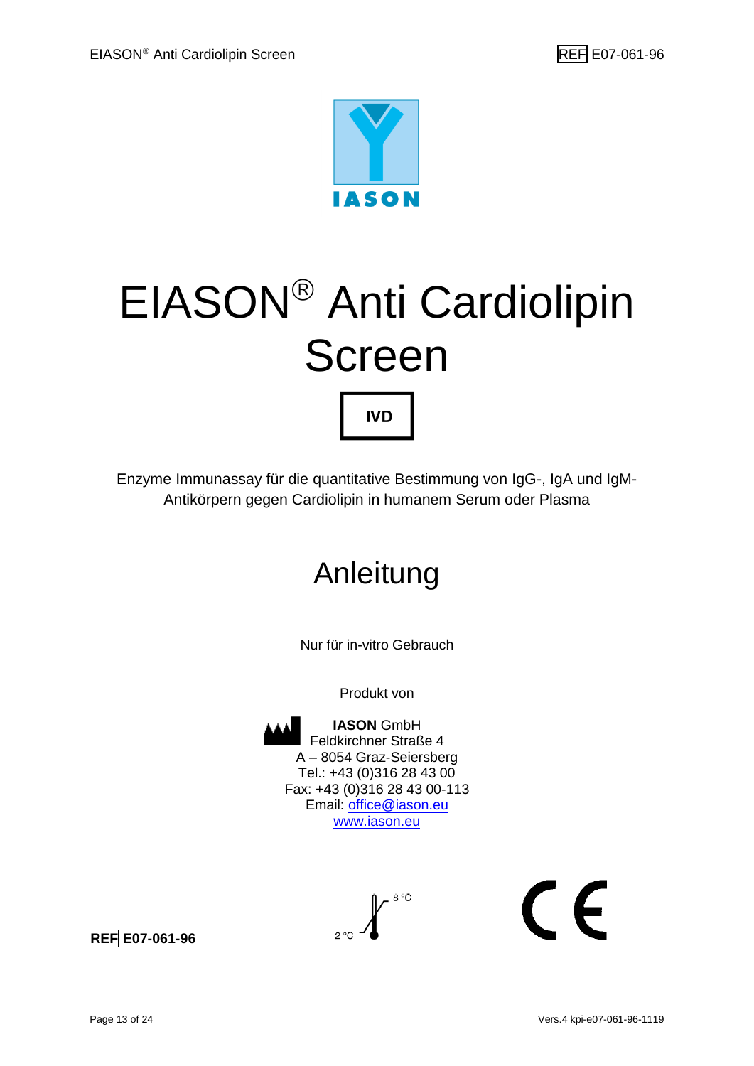IASON

# EIASON® Anti Cardiolipin Screen

**IVD**

Enzyme Immunassay für die quantitative Bestimmung von IgG-, IgA und IgM-Antikörpern gegen Cardiolipin in humanem Serum oder Plasma

## Anleitung

Nur für in-vitro Gebrauch

Produkt von

**IASON** GmbH
Feldkirchner Straße 4
A – 8054 Graz-Seiersberg
Tel.: +43 (0)316 28 43 00
Fax: +43 (0)316 28 43 00-113
Email: office@iason.eu
www.iason.eu

**REF E07-061-96**

2 °C – 8 °C

CE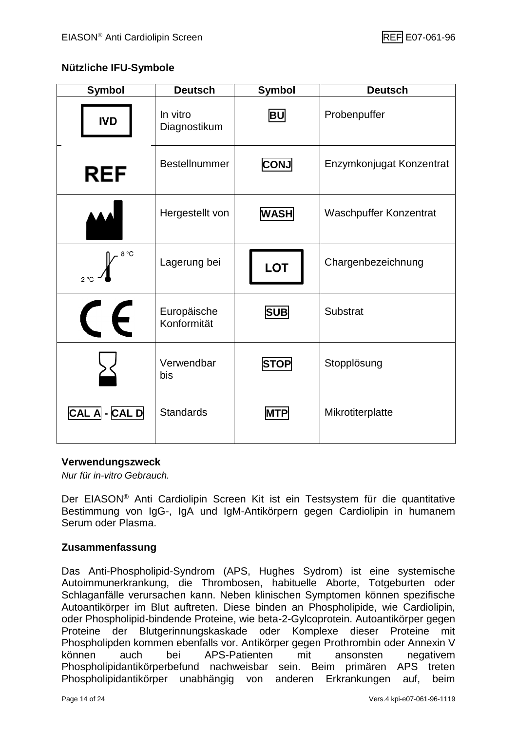## Nützliche IFU-Symbole

| Symbol | Deutsch | Symbol | Deutsch |
|---|---|---|---|
| IVD | In vitro Diagnostikum | BU | Probenpuffer |
| REF | Bestellnummer | CONJ | Enzymkonjugat Konzentrat |
| | Hergestellt von | WASH | Waschpuffer Konzentrat |
| 2 °C – 8 °C | Lagerung bei | LOT | Chargenbezeichnung |
| CE | Europäische Konformität | SUB | Substrat |
| | Verwendbar bis | STOP | Stopplösung |
| CAL A - CAL D | Standards | MTP | Mikrotiterplatte |

### Verwendungszweck

*Nur für in-vitro Gebrauch.*

Der EIASON® Anti Cardiolipin Screen Kit ist ein Testsystem für die quantitative Bestimmung von IgG-, IgA und IgM-Antikörpern gegen Cardiolipin in humanem Serum oder Plasma.

### Zusammenfassung

Das Anti-Phospholipid-Syndrom (APS, Hughes Sydrom) ist eine systemische Autoimmunerkrankung, die Thrombosen, habituelle Aborte, Totgeburten oder Schlaganfälle verursachen kann. Neben klinischen Symptomen können spezifische Autoantikörper im Blut auftreten. Diese binden an Phospholipide, wie Cardiolipin, oder Phospholipid-bindende Proteine, wie beta-2-Gylcoprotein. Autoantikörper gegen Proteine der Blutgerinnungskaskade oder Komplexe dieser Proteine mit Phospholipden kommen ebenfalls vor. Antikörper gegen Prothrombin oder Annexin V können auch bei APS-Patienten mit ansonsten negativem Phospholipidantikörperbefund nachweisbar sein. Beim primären APS treten Phospholipidantikörper unabhängig von anderen Erkrankungen auf, beim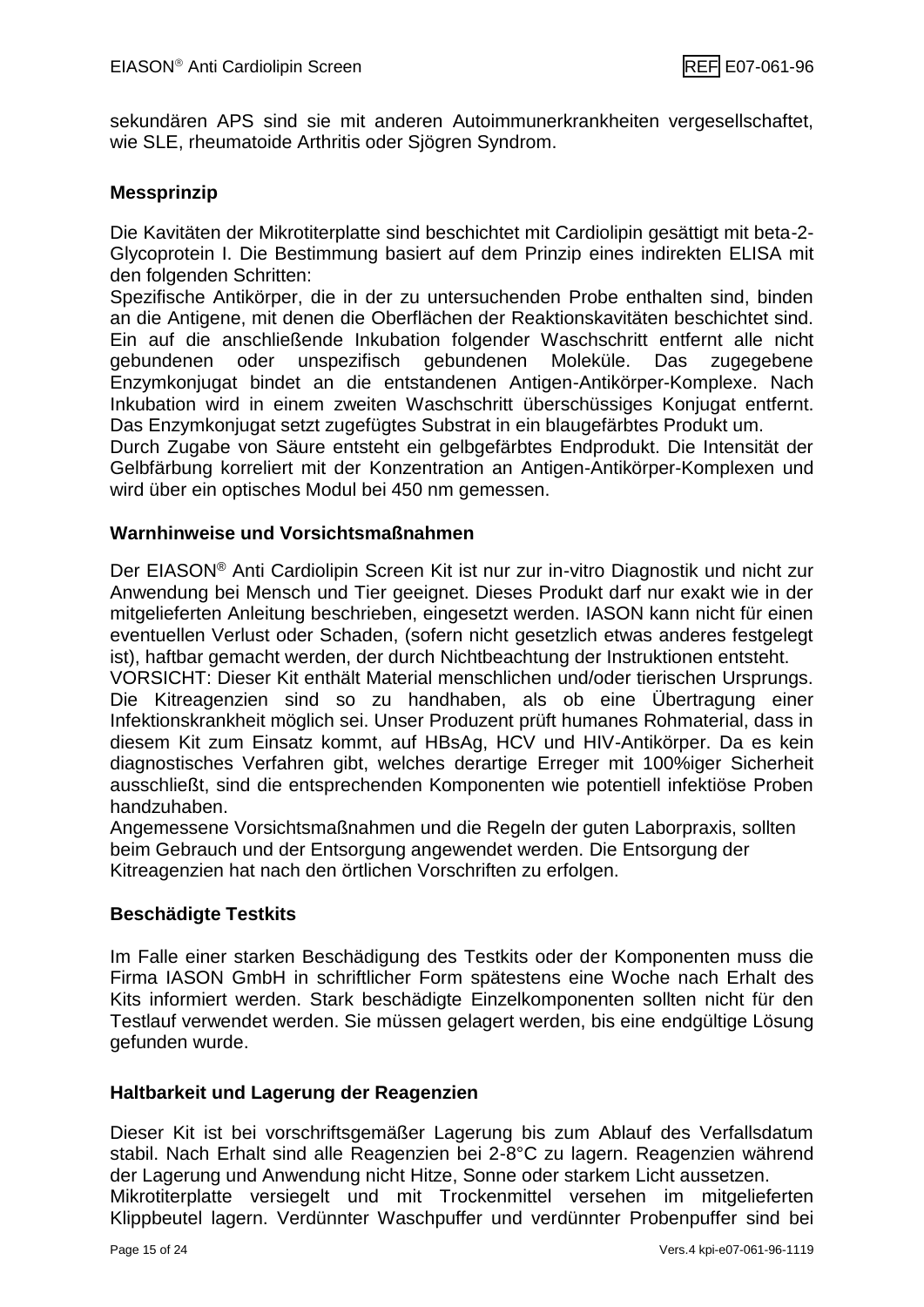sekundären APS sind sie mit anderen Autoimmunerkrankheiten vergesellschaftet, wie SLE, rheumatoide Arthritis oder Sjögren Syndrom.

### Messprinzip

Die Kavitäten der Mikrotiterplatte sind beschichtet mit Cardiolipin gesättigt mit beta-2-Glycoprotein I. Die Bestimmung basiert auf dem Prinzip eines indirekten ELISA mit den folgenden Schritten:
Spezifische Antikörper, die in der zu untersuchenden Probe enthalten sind, binden an die Antigene, mit denen die Oberflächen der Reaktionskavitäten beschichtet sind. Ein auf die anschließende Inkubation folgender Waschschritt entfernt alle nicht gebundenen oder unspezifisch gebundenen Moleküle. Das zugegebene Enzymkonjugat bindet an die entstandenen Antigen-Antikörper-Komplexe. Nach Inkubation wird in einem zweiten Waschschritt überschüssiges Konjugat entfernt. Das Enzymkonjugat setzt zugefügtes Substrat in ein blaugefärbtes Produkt um.
Durch Zugabe von Säure entsteht ein gelbgefärbtes Endprodukt. Die Intensität der Gelbfärbung korreliert mit der Konzentration an Antigen-Antikörper-Komplexen und wird über ein optisches Modul bei 450 nm gemessen.

### Warnhinweise und Vorsichtsmaßnahmen

Der EIASON® Anti Cardiolipin Screen Kit ist nur zur in-vitro Diagnostik und nicht zur Anwendung bei Mensch und Tier geeignet. Dieses Produkt darf nur exakt wie in der mitgelieferten Anleitung beschrieben, eingesetzt werden. IASON kann nicht für einen eventuellen Verlust oder Schaden, (sofern nicht gesetzlich etwas anderes festgelegt ist), haftbar gemacht werden, der durch Nichtbeachtung der Instruktionen entsteht.
VORSICHT: Dieser Kit enthält Material menschlichen und/oder tierischen Ursprungs. Die Kitreagenzien sind so zu handhaben, als ob eine Übertragung einer Infektionskrankheit möglich sei. Unser Produzent prüft humanes Rohmaterial, dass in diesem Kit zum Einsatz kommt, auf HBsAg, HCV und HIV-Antikörper. Da es kein diagnostisches Verfahren gibt, welches derartige Erreger mit 100%iger Sicherheit ausschließt, sind die entsprechenden Komponenten wie potentiell infektiöse Proben handzuhaben.
Angemessene Vorsichtsmaßnahmen und die Regeln der guten Laborpraxis, sollten beim Gebrauch und der Entsorgung angewendet werden. Die Entsorgung der Kitreagenzien hat nach den örtlichen Vorschriften zu erfolgen.

### Beschädigte Testkits

Im Falle einer starken Beschädigung des Testkits oder der Komponenten muss die Firma IASON GmbH in schriftlicher Form spätestens eine Woche nach Erhalt des Kits informiert werden. Stark beschädigte Einzelkomponenten sollten nicht für den Testlauf verwendet werden. Sie müssen gelagert werden, bis eine endgültige Lösung gefunden wurde.

### Haltbarkeit und Lagerung der Reagenzien

Dieser Kit ist bei vorschriftsgemäßer Lagerung bis zum Ablauf des Verfallsdatum stabil. Nach Erhalt sind alle Reagenzien bei 2-8°C zu lagern. Reagenzien während der Lagerung und Anwendung nicht Hitze, Sonne oder starkem Licht aussetzen.
Mikrotiterplatte versiegelt und mit Trockenmittel versehen im mitgelieferten Klippbeutel lagern. Verdünnter Waschpuffer und verdünnter Probenpuffer sind bei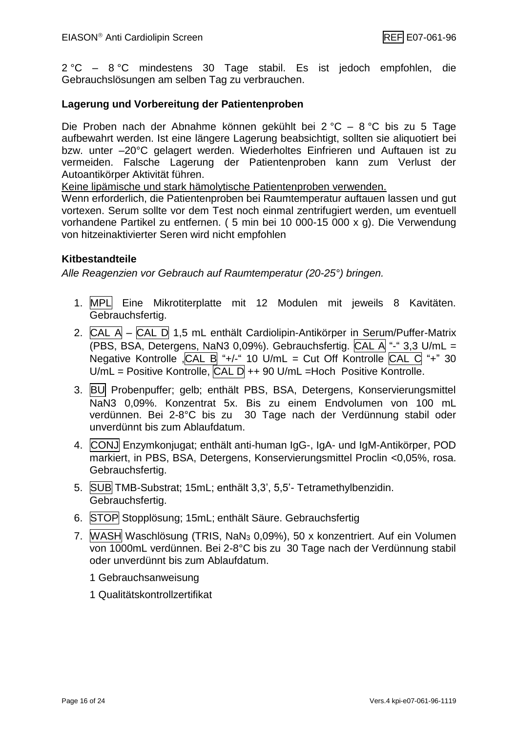2 °C – 8 °C mindestens 30 Tage stabil. Es ist jedoch empfohlen, die Gebrauchslösungen am selben Tag zu verbrauchen.

**Lagerung und Vorbereitung der Patientenproben**

Die Proben nach der Abnahme können gekühlt bei 2 °C – 8 °C bis zu 5 Tage aufbewahrt werden. Ist eine längere Lagerung beabsichtigt, sollten sie aliquotiert bei bzw. unter –20°C gelagert werden. Wiederholtes Einfrieren und Auftauen ist zu vermeiden. Falsche Lagerung der Patientenproben kann zum Verlust der Autoantikörper Aktivität führen.

Keine lipämische und stark hämolytische Patientenproben verwenden.

Wenn erforderlich, die Patientenproben bei Raumtemperatur auftauen lassen und gut vortexen. Serum sollte vor dem Test noch einmal zentrifugiert werden, um eventuell vorhandene Partikel zu entfernen. ( 5 min bei 10 000-15 000 x g). Die Verwendung von hitzeinaktivierter Seren wird nicht empfohlen

**Kitbestandteile**

*Alle Reagenzien vor Gebrauch auf Raumtemperatur (20-25°) bringen.*

1. MPL Eine Mikrotiterplatte mit 12 Modulen mit jeweils 8 Kavitäten. Gebrauchsfertig.
2. CAL A – CAL D 1,5 mL enthält Cardiolipin-Antikörper in Serum/Puffer-Matrix (PBS, BSA, Detergens, NaN3 0,09%). Gebrauchsfertig. CAL A "-" 3,3 U/mL = Negative Kontrolle ,CAL B "+/-" 10 U/mL = Cut Off Kontrolle CAL C "+" 30 U/mL = Positive Kontrolle, CAL D ++ 90 U/mL =Hoch Positive Kontrolle.
3. BU Probenpuffer; gelb; enthält PBS, BSA, Detergens, Konservierungsmittel NaN3 0,09%. Konzentrat 5x. Bis zu einem Endvolumen von 100 mL verdünnen. Bei 2-8°C bis zu 30 Tage nach der Verdünnung stabil oder unverdünnt bis zum Ablaufdatum.
4. CONJ Enzymkonjugat; enthält anti-human IgG-, IgA- und IgM-Antikörper, POD markiert, in PBS, BSA, Detergens, Konservierungsmittel Proclin <0,05%, rosa. Gebrauchsfertig.
5. SUB TMB-Substrat; 15mL; enthält 3,3', 5,5'- Tetramethylbenzidin. Gebrauchsfertig.
6. STOP Stopplösung; 15mL; enthält Säure. Gebrauchsfertig
7. WASH Waschlösung (TRIS, $NaN_3$ 0,09%), 50 x konzentriert. Auf ein Volumen von 1000mL verdünnen. Bei 2-8°C bis zu 30 Tage nach der Verdünnung stabil oder unverdünnt bis zum Ablaufdatum.

   1 Gebrauchsanweisung

   1 Qualitätskontrollzertifikat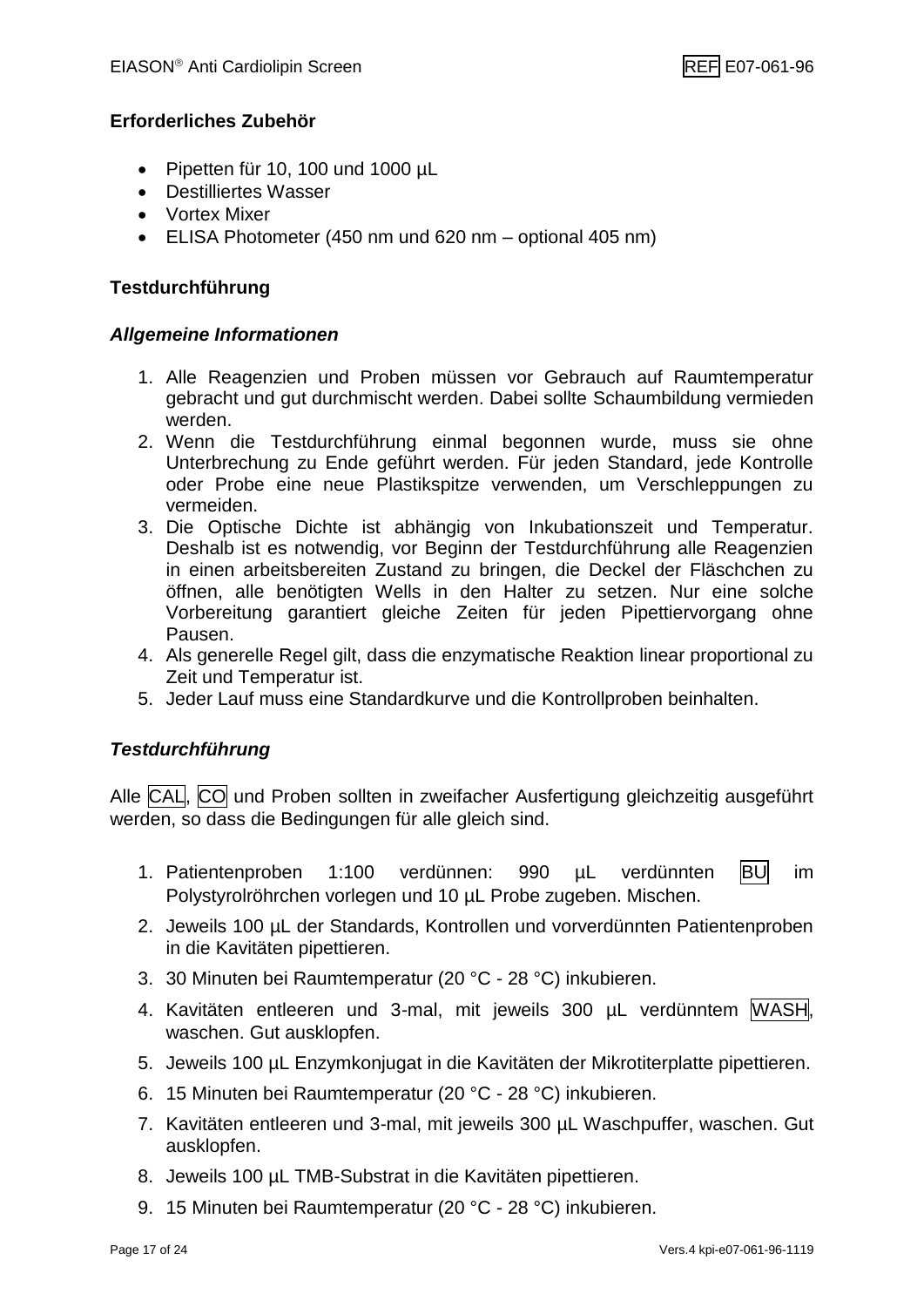### Erforderliches Zubehör

- Pipetten für 10, 100 und 1000 µL
- Destilliertes Wasser
- Vortex Mixer
- ELISA Photometer (450 nm und 620 nm – optional 405 nm)

### Testdurchführung

#### *Allgemeine Informationen*

1. Alle Reagenzien und Proben müssen vor Gebrauch auf Raumtemperatur gebracht und gut durchmischt werden. Dabei sollte Schaumbildung vermieden werden.
2. Wenn die Testdurchführung einmal begonnen wurde, muss sie ohne Unterbrechung zu Ende geführt werden. Für jeden Standard, jede Kontrolle oder Probe eine neue Plastikspitze verwenden, um Verschleppungen zu vermeiden.
3. Die Optische Dichte ist abhängig von Inkubationszeit und Temperatur. Deshalb ist es notwendig, vor Beginn der Testdurchführung alle Reagenzien in einen arbeitsbereiten Zustand zu bringen, die Deckel der Fläschchen zu öffnen, alle benötigten Wells in den Halter zu setzen. Nur eine solche Vorbereitung garantiert gleiche Zeiten für jeden Pipettiervorgang ohne Pausen.
4. Als generelle Regel gilt, dass die enzymatische Reaktion linear proportional zu Zeit und Temperatur ist.
5. Jeder Lauf muss eine Standardkurve und die Kontrollproben beinhalten.

#### *Testdurchführung*

Alle CAL, CO und Proben sollten in zweifacher Ausfertigung gleichzeitig ausgeführt werden, so dass die Bedingungen für alle gleich sind.

1. Patientenproben 1:100 verdünnen: 990 µL verdünnten BU im Polystyrolröhrchen vorlegen und 10 µL Probe zugeben. Mischen.
2. Jeweils 100 µL der Standards, Kontrollen und vorverdünnten Patientenproben in die Kavitäten pipettieren.
3. 30 Minuten bei Raumtemperatur (20 °C - 28 °C) inkubieren.
4. Kavitäten entleeren und 3-mal, mit jeweils 300 µL verdünntem WASH, waschen. Gut ausklopfen.
5. Jeweils 100 µL Enzymkonjugat in die Kavitäten der Mikrotiterplatte pipettieren.
6. 15 Minuten bei Raumtemperatur (20 °C - 28 °C) inkubieren.
7. Kavitäten entleeren und 3-mal, mit jeweils 300 µL Waschpuffer, waschen. Gut ausklopfen.
8. Jeweils 100 µL TMB-Substrat in die Kavitäten pipettieren.
9. 15 Minuten bei Raumtemperatur (20 °C - 28 °C) inkubieren.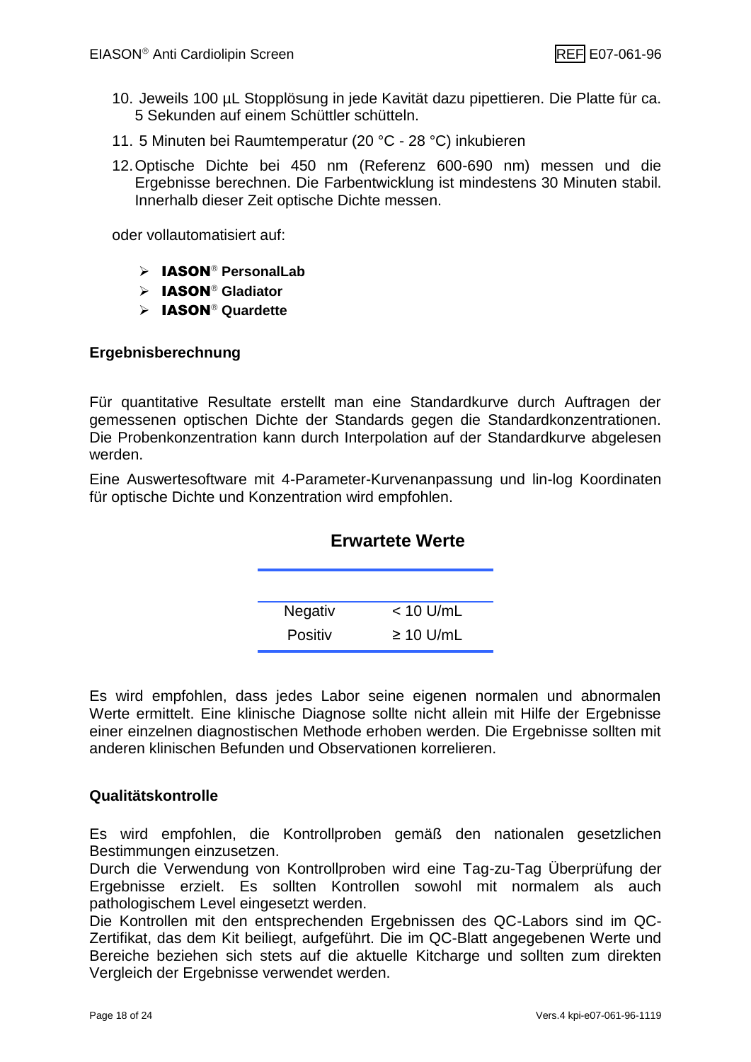10. Jeweils 100 µL Stopplösung in jede Kavität dazu pipettieren. Die Platte für ca. 5 Sekunden auf einem Schüttler schütteln.
11. 5 Minuten bei Raumtemperatur (20 °C - 28 °C) inkubieren
12. Optische Dichte bei 450 nm (Referenz 600-690 nm) messen und die Ergebnisse berechnen. Die Farbentwicklung ist mindestens 30 Minuten stabil. Innerhalb dieser Zeit optische Dichte messen.

oder vollautomatisiert auf:

- **IASON® PersonalLab**
- **IASON® Gladiator**
- **IASON® Quardette**

**Ergebnisberechnung**

Für quantitative Resultate erstellt man eine Standardkurve durch Auftragen der gemessenen optischen Dichte der Standards gegen die Standardkonzentrationen. Die Probenkonzentration kann durch Interpolation auf der Standardkurve abgelesen werden.

Eine Auswertesoftware mit 4-Parameter-Kurvenanpassung und lin-log Koordinaten für optische Dichte und Konzentration wird empfohlen.

## Erwartete Werte

| | |
|---|---|
| Negativ | < 10 U/mL |
| Positiv | ≥ 10 U/mL |

Es wird empfohlen, dass jedes Labor seine eigenen normalen und abnormalen Werte ermittelt. Eine klinische Diagnose sollte nicht allein mit Hilfe der Ergebnisse einer einzelnen diagnostischen Methode erhoben werden. Die Ergebnisse sollten mit anderen klinischen Befunden und Observationen korrelieren.

**Qualitätskontrolle**

Es wird empfohlen, die Kontrollproben gemäß den nationalen gesetzlichen Bestimmungen einzusetzen.
Durch die Verwendung von Kontrollproben wird eine Tag-zu-Tag Überprüfung der Ergebnisse erzielt. Es sollten Kontrollen sowohl mit normalem als auch pathologischem Level eingesetzt werden.
Die Kontrollen mit den entsprechenden Ergebnissen des QC-Labors sind im QC-Zertifikat, das dem Kit beiliegt, aufgeführt. Die im QC-Blatt angegebenen Werte und Bereiche beziehen sich stets auf die aktuelle Kitcharge und sollten zum direkten Vergleich der Ergebnisse verwendet werden.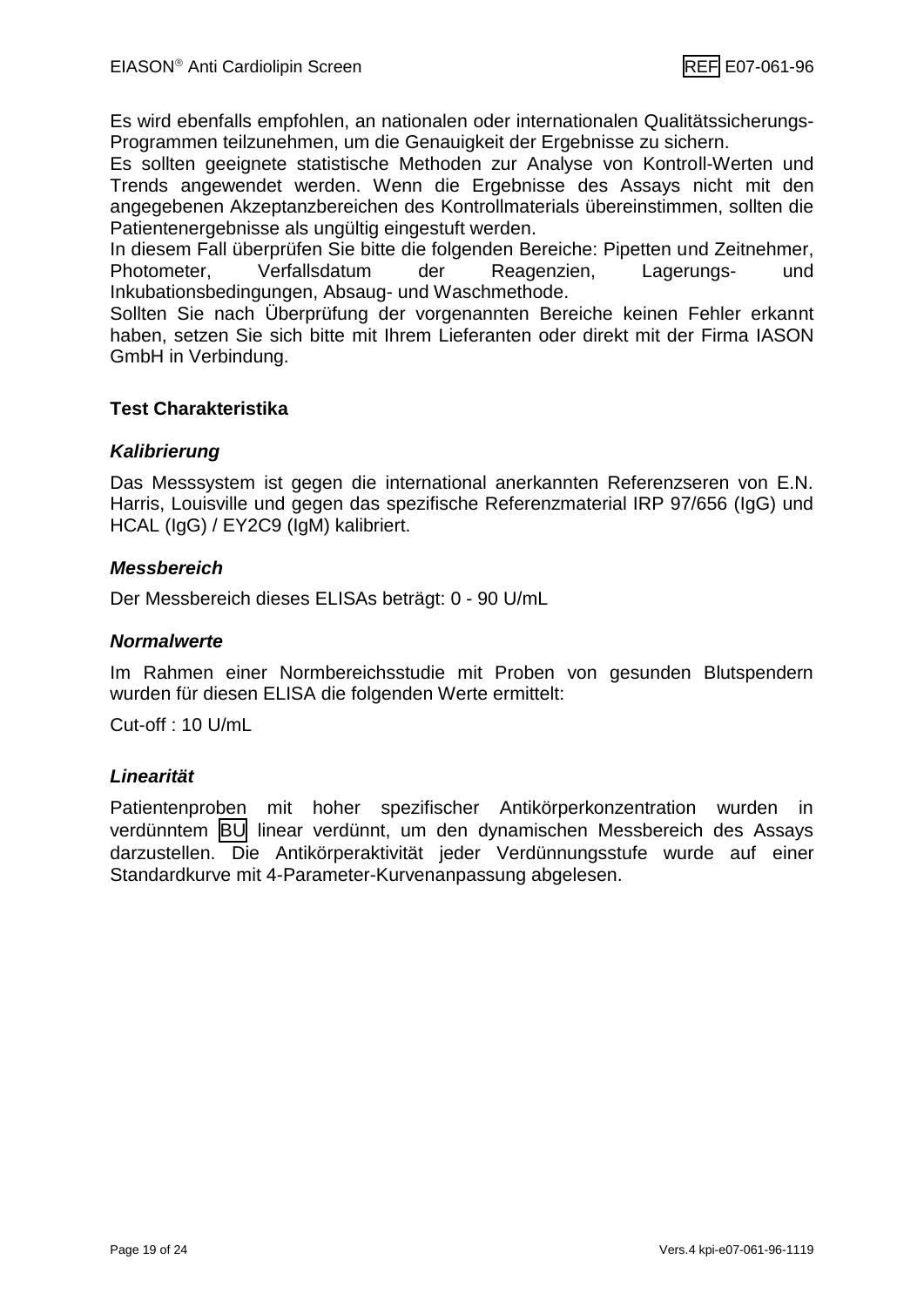Es wird ebenfalls empfohlen, an nationalen oder internationalen Qualitätssicherungs-Programmen teilzunehmen, um die Genauigkeit der Ergebnisse zu sichern.
Es sollten geeignete statistische Methoden zur Analyse von Kontroll-Werten und Trends angewendet werden. Wenn die Ergebnisse des Assays nicht mit den angegebenen Akzeptanzbereichen des Kontrollmaterials übereinstimmen, sollten die Patientenergebnisse als ungültig eingestuft werden.
In diesem Fall überprüfen Sie bitte die folgenden Bereiche: Pipetten und Zeitnehmer, Photometer, Verfallsdatum der Reagenzien, Lagerungs- und Inkubationsbedingungen, Absaug- und Waschmethode.
Sollten Sie nach Überprüfung der vorgenannten Bereiche keinen Fehler erkannt haben, setzen Sie sich bitte mit Ihrem Lieferanten oder direkt mit der Firma IASON GmbH in Verbindung.

## Test Charakteristika

### *Kalibrierung*

Das Messsystem ist gegen die international anerkannten Referenzseren von E.N. Harris, Louisville und gegen das spezifische Referenzmaterial IRP 97/656 (IgG) und HCAL (IgG) / EY2C9 (IgM) kalibriert.

### *Messbereich*

Der Messbereich dieses ELISAs beträgt: 0 - 90 U/mL

### *Normalwerte*

Im Rahmen einer Normbereichsstudie mit Proben von gesunden Blutspendern wurden für diesen ELISA die folgenden Werte ermittelt:

Cut-off : 10 U/mL

### *Linearität*

Patientenproben mit hoher spezifischer Antikörperkonzentration wurden in verdünntem BU linear verdünnt, um den dynamischen Messbereich des Assays darzustellen. Die Antikörperaktivität jeder Verdünnungsstufe wurde auf einer Standardkurve mit 4-Parameter-Kurvenanpassung abgelesen.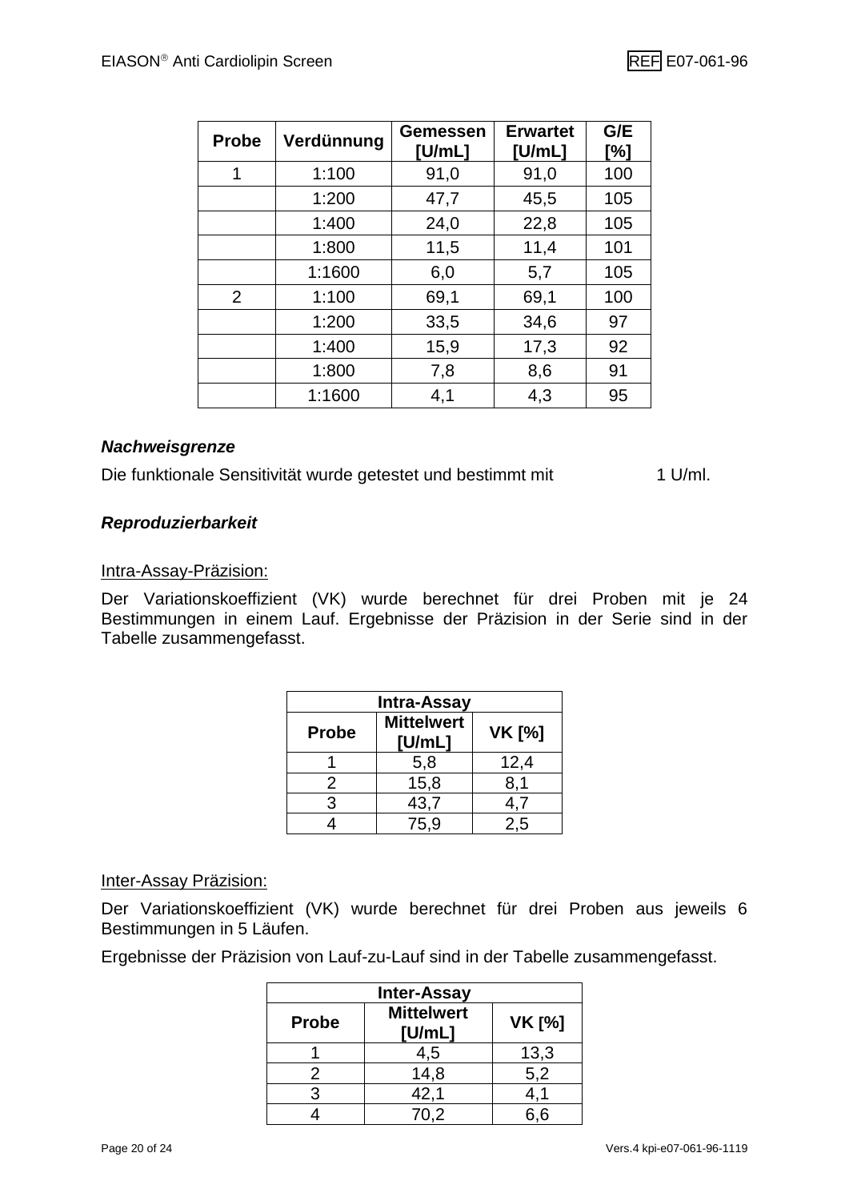| Probe | Verdünnung | Gemessen [U/mL] | Erwartet [U/mL] | G/E [%] |
|---|---|---|---|---|
| 1 | 1:100 | 91,0 | 91,0 | 100 |
| | 1:200 | 47,7 | 45,5 | 105 |
| | 1:400 | 24,0 | 22,8 | 105 |
| | 1:800 | 11,5 | 11,4 | 101 |
| | 1:1600 | 6,0 | 5,7 | 105 |
| 2 | 1:100 | 69,1 | 69,1 | 100 |
| | 1:200 | 33,5 | 34,6 | 97 |
| | 1:400 | 15,9 | 17,3 | 92 |
| | 1:800 | 7,8 | 8,6 | 91 |
| | 1:1600 | 4,1 | 4,3 | 95 |

### *Nachweisgrenze*

Die funktionale Sensitivität wurde getestet und bestimmt mit 1 U/ml.

### *Reproduzierbarkeit*

Intra-Assay-Präzision:

Der Variationskoeffizient (VK) wurde berechnet für drei Proben mit je 24 Bestimmungen in einem Lauf. Ergebnisse der Präzision in der Serie sind in der Tabelle zusammengefasst.

| Intra-Assay | | |
|---|---|---|
| Probe | Mittelwert [U/mL] | VK [%] |
| 1 | 5,8 | 12,4 |
| 2 | 15,8 | 8,1 |
| 3 | 43,7 | 4,7 |
| 4 | 75,9 | 2,5 |

Inter-Assay Präzision:

Der Variationskoeffizient (VK) wurde berechnet für drei Proben aus jeweils 6 Bestimmungen in 5 Läufen.

Ergebnisse der Präzision von Lauf-zu-Lauf sind in der Tabelle zusammengefasst.

| Inter-Assay | | |
|---|---|---|
| Probe | Mittelwert [U/mL] | VK [%] |
| 1 | 4,5 | 13,3 |
| 2 | 14,8 | 5,2 |
| 3 | 42,1 | 4,1 |
| 4 | 70,2 | 6,6 |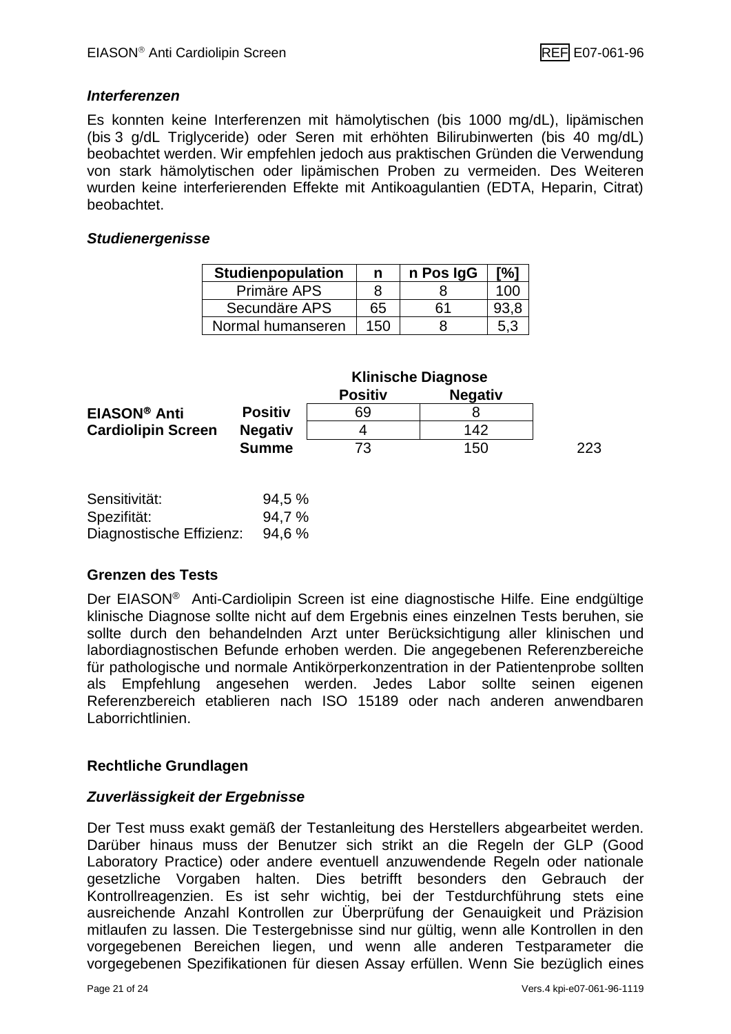### *Interferenzen*

Es konnten keine Interferenzen mit hämolytischen (bis 1000 mg/dL), lipämischen (bis 3 g/dL Triglyceride) oder Seren mit erhöhten Bilirubinwerten (bis 40 mg/dL) beobachtet werden. Wir empfehlen jedoch aus praktischen Gründen die Verwendung von stark hämolytischen oder lipämischen Proben zu vermeiden. Des Weiteren wurden keine interferierenden Effekte mit Antikoagulantien (EDTA, Heparin, Citrat) beobachtet.

### *Studienergenisse*

| Studienpopulation | n | n Pos IgG | [%] |
|---|---|---|---|
| Primäre APS | 8 | 8 | 100 |
| Secundäre APS | 65 | 61 | 93,8 |
| Normal humanseren | 150 | 8 | 5,3 |

| | | Klinische Diagnose | | |
|---|---|---|---|---|
| | | **Positiv** | **Negativ** | |
| **EIASON® Anti Cardiolipin Screen** | **Positiv** | 69 | 8 | |
| | **Negativ** | 4 | 142 | |
| | **Summe** | 73 | 150 | 223 |

Sensitivität: 94,5 %
Spezifität: 94,7 %
Diagnostische Effizienz: 94,6 %

## Grenzen des Tests

Der EIASON® Anti-Cardiolipin Screen ist eine diagnostische Hilfe. Eine endgültige klinische Diagnose sollte nicht auf dem Ergebnis eines einzelnen Tests beruhen, sie sollte durch den behandelnden Arzt unter Berücksichtigung aller klinischen und labordiagnostischen Befunde erhoben werden. Die angegebenen Referenzbereiche für pathologische und normale Antikörperkonzentration in der Patientenprobe sollten als Empfehlung angesehen werden. Jedes Labor sollte seinen eigenen Referenzbereich etablieren nach ISO 15189 oder nach anderen anwendbaren Laborrichtlinien.

## Rechtliche Grundlagen

### *Zuverlässigkeit der Ergebnisse*

Der Test muss exakt gemäß der Testanleitung des Herstellers abgearbeitet werden. Darüber hinaus muss der Benutzer sich strikt an die Regeln der GLP (Good Laboratory Practice) oder andere eventuell anzuwendende Regeln oder nationale gesetzliche Vorgaben halten. Dies betrifft besonders den Gebrauch der Kontrollreagenzien. Es ist sehr wichtig, bei der Testdurchführung stets eine ausreichende Anzahl Kontrollen zur Überprüfung der Genauigkeit und Präzision mitlaufen zu lassen. Die Testergebnisse sind nur gültig, wenn alle Kontrollen in den vorgegebenen Bereichen liegen, und wenn alle anderen Testparameter die vorgegebenen Spezifikationen für diesen Assay erfüllen. Wenn Sie bezüglich eines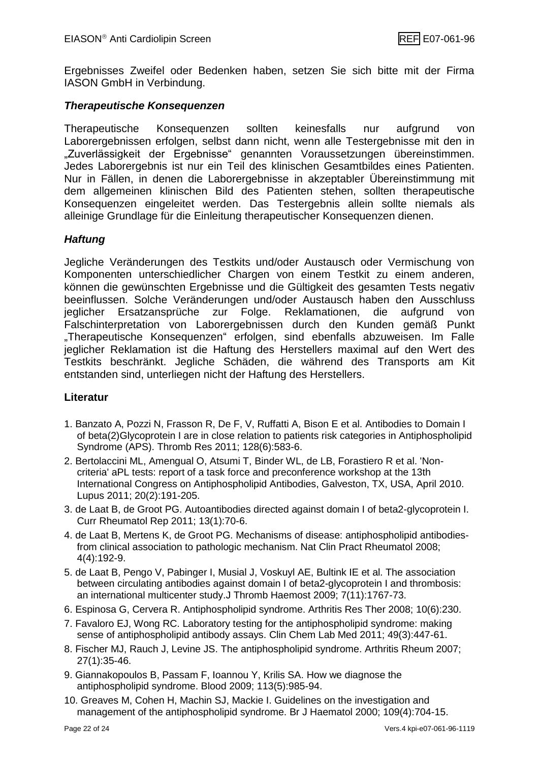Ergebnisses Zweifel oder Bedenken haben, setzen Sie sich bitte mit der Firma IASON GmbH in Verbindung.

### *Therapeutische Konsequenzen*

Therapeutische Konsequenzen sollten keinesfalls nur aufgrund von Laborergebnissen erfolgen, selbst dann nicht, wenn alle Testergebnisse mit den in „Zuverlässigkeit der Ergebnisse" genannten Voraussetzungen übereinstimmen. Jedes Laborergebnis ist nur ein Teil des klinischen Gesamtbildes eines Patienten. Nur in Fällen, in denen die Laborergebnisse in akzeptabler Übereinstimmung mit dem allgemeinen klinischen Bild des Patienten stehen, sollten therapeutische Konsequenzen eingeleitet werden. Das Testergebnis allein sollte niemals als alleinige Grundlage für die Einleitung therapeutischer Konsequenzen dienen.

### *Haftung*

Jegliche Veränderungen des Testkits und/oder Austausch oder Vermischung von Komponenten unterschiedlicher Chargen von einem Testkit zu einem anderen, können die gewünschten Ergebnisse und die Gültigkeit des gesamten Tests negativ beeinflussen. Solche Veränderungen und/oder Austausch haben den Ausschluss jeglicher Ersatzansprüche zur Folge. Reklamationen, die aufgrund von Falschinterpretation von Laborergebnissen durch den Kunden gemäß Punkt „Therapeutische Konsequenzen" erfolgen, sind ebenfalls abzuweisen. Im Falle jeglicher Reklamation ist die Haftung des Herstellers maximal auf den Wert des Testkits beschränkt. Jegliche Schäden, die während des Transports am Kit entstanden sind, unterliegen nicht der Haftung des Herstellers.

### Literatur

1. Banzato A, Pozzi N, Frasson R, De F, V, Ruffatti A, Bison E et al. Antibodies to Domain I of beta(2)Glycoprotein I are in close relation to patients risk categories in Antiphospholipid Syndrome (APS). Thromb Res 2011; 128(6):583-6.
2. Bertolaccini ML, Amengual O, Atsumi T, Binder WL, de LB, Forastiero R et al. 'Non-criteria' aPL tests: report of a task force and preconference workshop at the 13th International Congress on Antiphospholipid Antibodies, Galveston, TX, USA, April 2010. Lupus 2011; 20(2):191-205.
3. de Laat B, de Groot PG. Autoantibodies directed against domain I of beta2-glycoprotein I. Curr Rheumatol Rep 2011; 13(1):70-6.
4. de Laat B, Mertens K, de Groot PG. Mechanisms of disease: antiphospholipid antibodies-from clinical association to pathologic mechanism. Nat Clin Pract Rheumatol 2008; 4(4):192-9.
5. de Laat B, Pengo V, Pabinger I, Musial J, Voskuyl AE, Bultink IE et al. The association between circulating antibodies against domain I of beta2-glycoprotein I and thrombosis: an international multicenter study.J Thromb Haemost 2009; 7(11):1767-73.
6. Espinosa G, Cervera R. Antiphospholipid syndrome. Arthritis Res Ther 2008; 10(6):230.
7. Favaloro EJ, Wong RC. Laboratory testing for the antiphospholipid syndrome: making sense of antiphospholipid antibody assays. Clin Chem Lab Med 2011; 49(3):447-61.
8. Fischer MJ, Rauch J, Levine JS. The antiphospholipid syndrome. Arthritis Rheum 2007; 27(1):35-46.
9. Giannakopoulos B, Passam F, Ioannou Y, Krilis SA. How we diagnose the antiphospholipid syndrome. Blood 2009; 113(5):985-94.
10. Greaves M, Cohen H, Machin SJ, Mackie I. Guidelines on the investigation and management of the antiphospholipid syndrome. Br J Haematol 2000; 109(4):704-15.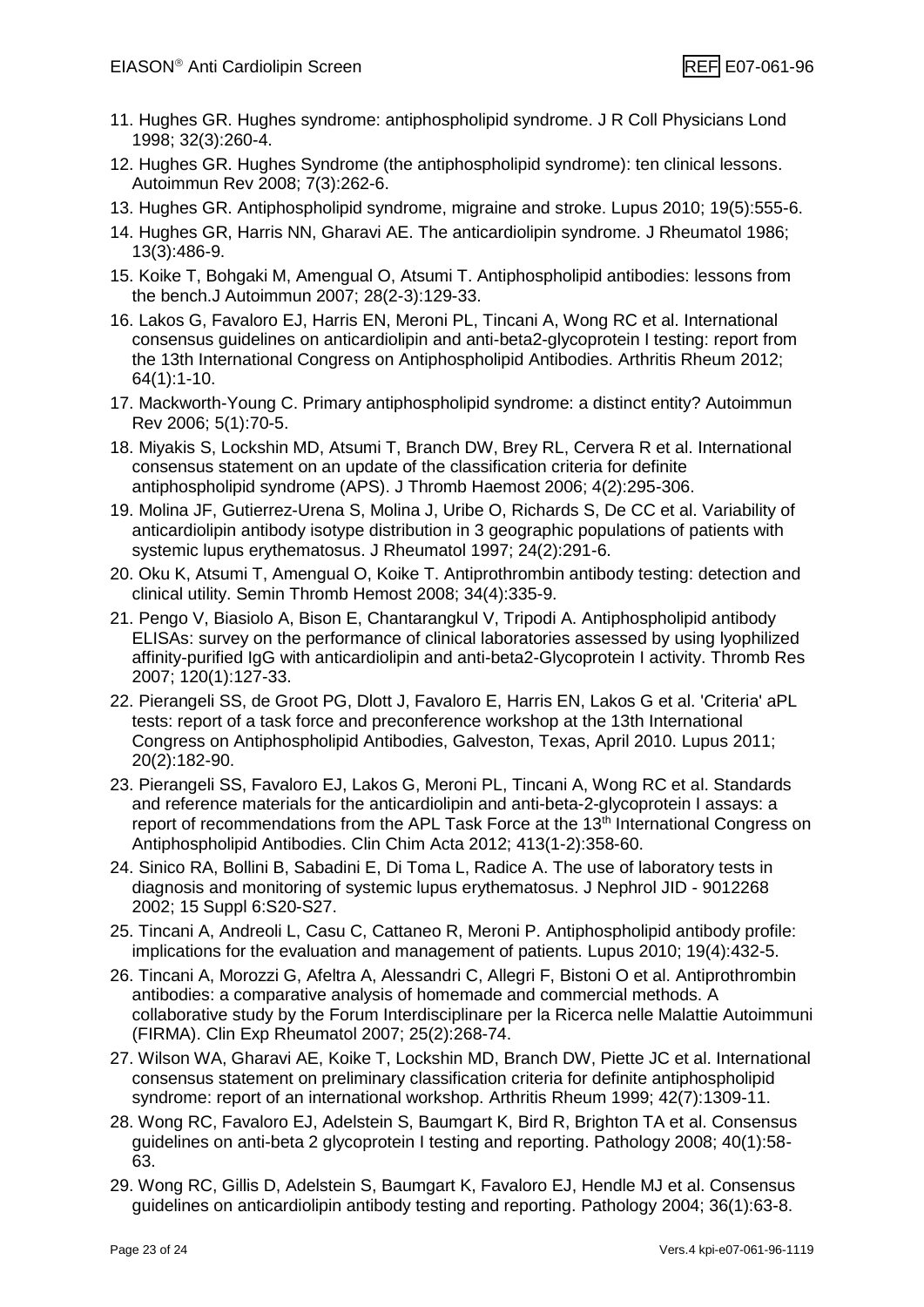11. Hughes GR. Hughes syndrome: antiphospholipid syndrome. J R Coll Physicians Lond 1998; 32(3):260-4.
12. Hughes GR. Hughes Syndrome (the antiphospholipid syndrome): ten clinical lessons. Autoimmun Rev 2008; 7(3):262-6.
13. Hughes GR. Antiphospholipid syndrome, migraine and stroke. Lupus 2010; 19(5):555-6.
14. Hughes GR, Harris NN, Gharavi AE. The anticardiolipin syndrome. J Rheumatol 1986; 13(3):486-9.
15. Koike T, Bohgaki M, Amengual O, Atsumi T. Antiphospholipid antibodies: lessons from the bench.J Autoimmun 2007; 28(2-3):129-33.
16. Lakos G, Favaloro EJ, Harris EN, Meroni PL, Tincani A, Wong RC et al. International consensus guidelines on anticardiolipin and anti-beta2-glycoprotein I testing: report from the 13th International Congress on Antiphospholipid Antibodies. Arthritis Rheum 2012; 64(1):1-10.
17. Mackworth-Young C. Primary antiphospholipid syndrome: a distinct entity? Autoimmun Rev 2006; 5(1):70-5.
18. Miyakis S, Lockshin MD, Atsumi T, Branch DW, Brey RL, Cervera R et al. International consensus statement on an update of the classification criteria for definite antiphospholipid syndrome (APS). J Thromb Haemost 2006; 4(2):295-306.
19. Molina JF, Gutierrez-Urena S, Molina J, Uribe O, Richards S, De CC et al. Variability of anticardiolipin antibody isotype distribution in 3 geographic populations of patients with systemic lupus erythematosus. J Rheumatol 1997; 24(2):291-6.
20. Oku K, Atsumi T, Amengual O, Koike T. Antiprothrombin antibody testing: detection and clinical utility. Semin Thromb Hemost 2008; 34(4):335-9.
21. Pengo V, Biasiolo A, Bison E, Chantarangkul V, Tripodi A. Antiphospholipid antibody ELISAs: survey on the performance of clinical laboratories assessed by using lyophilized affinity-purified IgG with anticardiolipin and anti-beta2-Glycoprotein I activity. Thromb Res 2007; 120(1):127-33.
22. Pierangeli SS, de Groot PG, Dlott J, Favaloro E, Harris EN, Lakos G et al. 'Criteria' aPL tests: report of a task force and preconference workshop at the 13th International Congress on Antiphospholipid Antibodies, Galveston, Texas, April 2010. Lupus 2011; 20(2):182-90.
23. Pierangeli SS, Favaloro EJ, Lakos G, Meroni PL, Tincani A, Wong RC et al. Standards and reference materials for the anticardiolipin and anti-beta-2-glycoprotein I assays: a report of recommendations from the APL Task Force at the 13th International Congress on Antiphospholipid Antibodies. Clin Chim Acta 2012; 413(1-2):358-60.
24. Sinico RA, Bollini B, Sabadini E, Di Toma L, Radice A. The use of laboratory tests in diagnosis and monitoring of systemic lupus erythematosus. J Nephrol JID - 9012268 2002; 15 Suppl 6:S20-S27.
25. Tincani A, Andreoli L, Casu C, Cattaneo R, Meroni P. Antiphospholipid antibody profile: implications for the evaluation and management of patients. Lupus 2010; 19(4):432-5.
26. Tincani A, Morozzi G, Afeltra A, Alessandri C, Allegri F, Bistoni O et al. Antiprothrombin antibodies: a comparative analysis of homemade and commercial methods. A collaborative study by the Forum Interdisciplinare per la Ricerca nelle Malattie Autoimmuni (FIRMA). Clin Exp Rheumatol 2007; 25(2):268-74.
27. Wilson WA, Gharavi AE, Koike T, Lockshin MD, Branch DW, Piette JC et al. International consensus statement on preliminary classification criteria for definite antiphospholipid syndrome: report of an international workshop. Arthritis Rheum 1999; 42(7):1309-11.
28. Wong RC, Favaloro EJ, Adelstein S, Baumgart K, Bird R, Brighton TA et al. Consensus guidelines on anti-beta 2 glycoprotein I testing and reporting. Pathology 2008; 40(1):58-63.
29. Wong RC, Gillis D, Adelstein S, Baumgart K, Favaloro EJ, Hendle MJ et al. Consensus guidelines on anticardiolipin antibody testing and reporting. Pathology 2004; 36(1):63-8.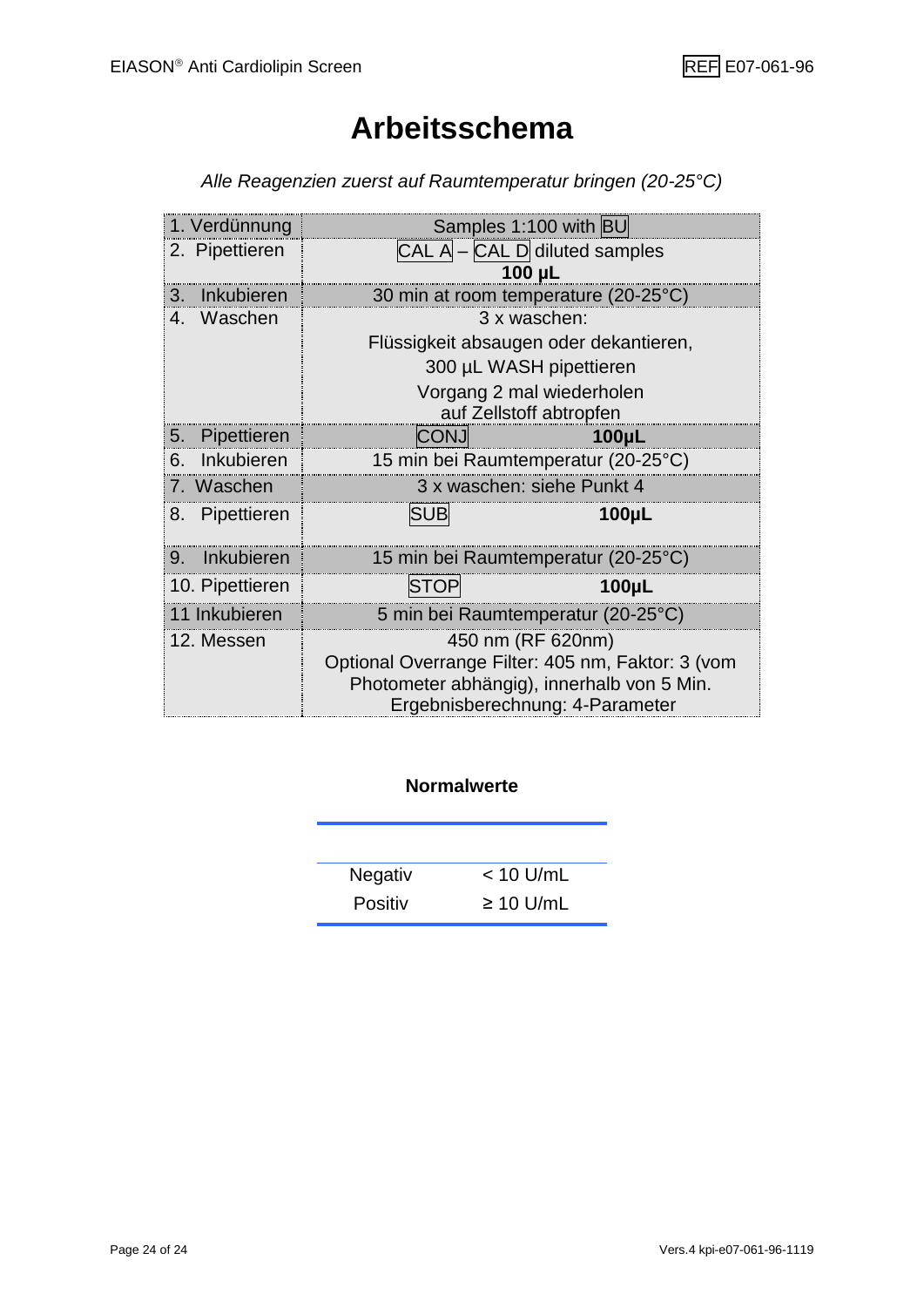# Arbeitsschema

*Alle Reagenzien zuerst auf Raumtemperatur bringen (20-25°C)*

| | |
|---|---|
| 1. Verdünnung | Samples 1:100 with BU |
| 2. Pipettieren | CAL A – CAL D diluted samples **100 µL** |
| 3. Inkubieren | 30 min at room temperature (20-25°C) |
| 4. Waschen | 3 x waschen: Flüssigkeit absaugen oder dekantieren, 300 µL WASH pipettieren Vorgang 2 mal wiederholen auf Zellstoff abtropfen |
| 5. Pipettieren | CONJ **100µL** |
| 6. Inkubieren | 15 min bei Raumtemperatur (20-25°C) |
| 7. Waschen | 3 x waschen: siehe Punkt 4 |
| 8. Pipettieren | SUB **100µL** |
| 9. Inkubieren | 15 min bei Raumtemperatur (20-25°C) |
| 10. Pipettieren | STOP **100µL** |
| 11 Inkubieren | 5 min bei Raumtemperatur (20-25°C) |
| 12. Messen | 450 nm (RF 620nm) Optional Overrange Filter: 405 nm, Faktor: 3 (vom Photometer abhängig), innerhalb von 5 Min. Ergebnisberechnung: 4-Parameter |

**Normalwerte**

| | |
|---|---|
| Negativ | < 10 U/mL |
| Positiv | ≥ 10 U/mL |